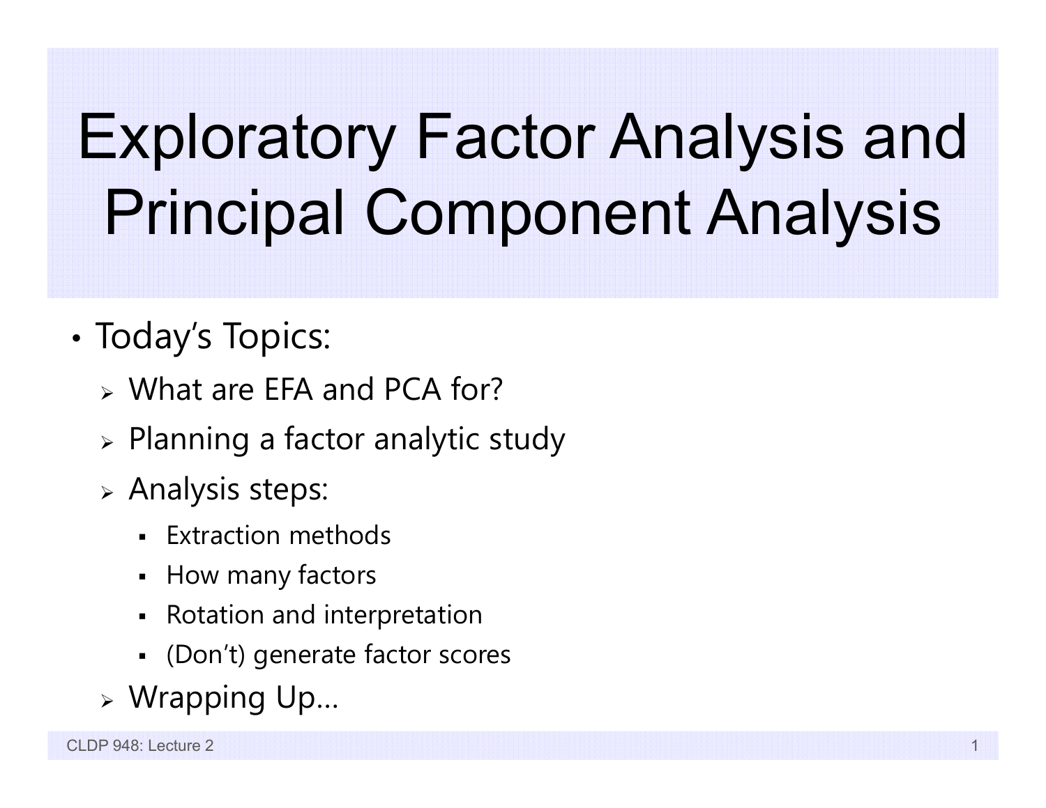# Exploratory Factor Analysis and Principal Component Analysis

- Today's Topics:
  - What are EFA and PCA for?
  - Planning a factor analytic study
  - Analysis steps:
    - Extraction methods
    - How many factors
    - Rotation and interpretation
    - (Don't) generate factor scores
  - Wrapping Up…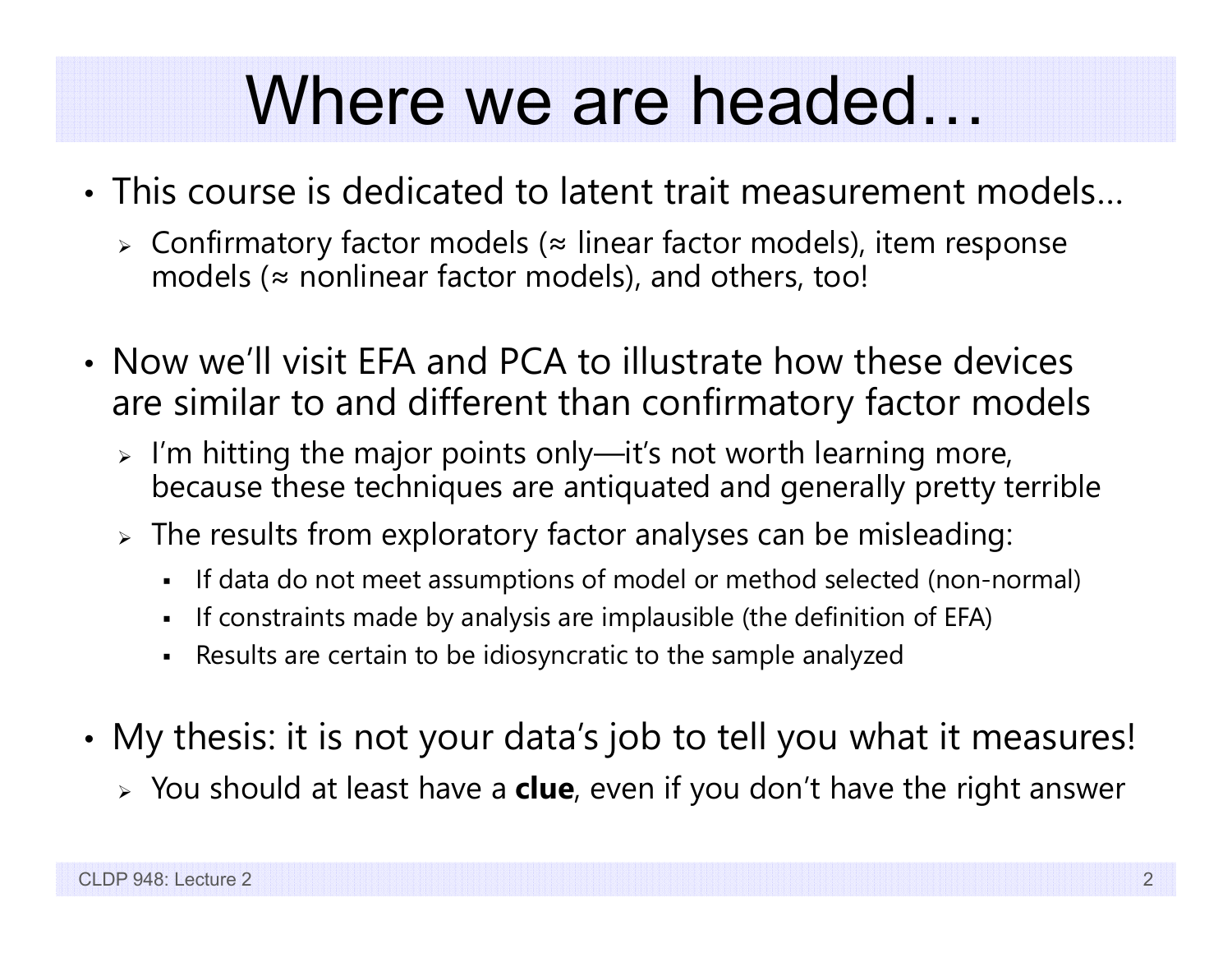# Where we are headed…

- This course is dedicated to latent trait measurement models…
  - Confirmatory factor models (≈ linear factor models), item response models (≈ nonlinear factor models), and others, too!

- Now we'll visit EFA and PCA to illustrate how these devices are similar to and different than confirmatory factor models
  - I'm hitting the major points only—it's not worth learning more, because these techniques are antiquated and generally pretty terrible
  - The results from exploratory factor analyses can be misleading:
    - If data do not meet assumptions of model or method selected (non-normal)
    - If constraints made by analysis are implausible (the definition of EFA)
    - Results are certain to be idiosyncratic to the sample analyzed

- My thesis: it is not your data's job to tell you what it measures!
  - You should at least have a **clue**, even if you don't have the right answer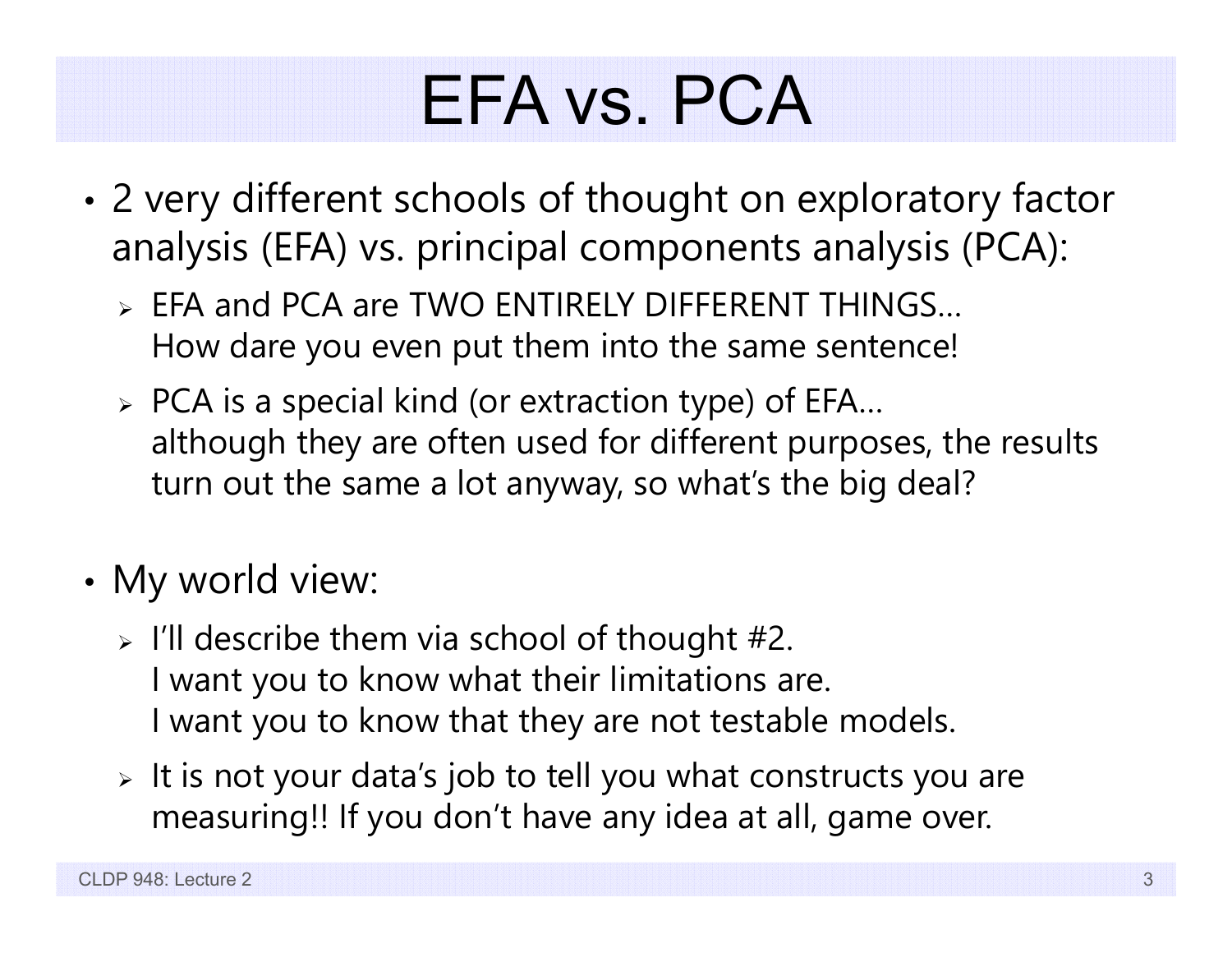# EFA vs. PCA

- 2 very different schools of thought on exploratory factor analysis (EFA) vs. principal components analysis (PCA):
  - EFA and PCA are TWO ENTIRELY DIFFERENT THINGS… How dare you even put them into the same sentence!
  - PCA is a special kind (or extraction type) of EFA… although they are often used for different purposes, the results turn out the same a lot anyway, so what's the big deal?

- My world view:
  - I'll describe them via school of thought #2. I want you to know what their limitations are. I want you to know that they are not testable models.
  - It is not your data's job to tell you what constructs you are measuring!! If you don't have any idea at all, game over.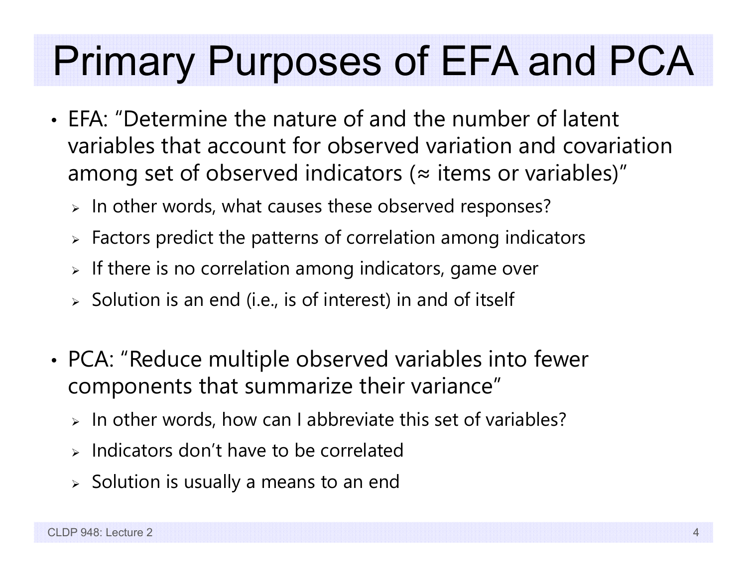# Primary Purposes of EFA and PCA

- EFA: "Determine the nature of and the number of latent variables that account for observed variation and covariation among set of observed indicators (≈ items or variables)"
  - In other words, what causes these observed responses?
  - Factors predict the patterns of correlation among indicators
  - If there is no correlation among indicators, game over
  - Solution is an end (i.e., is of interest) in and of itself

- PCA: "Reduce multiple observed variables into fewer components that summarize their variance"
  - In other words, how can I abbreviate this set of variables?
  - Indicators don't have to be correlated
  - Solution is usually a means to an end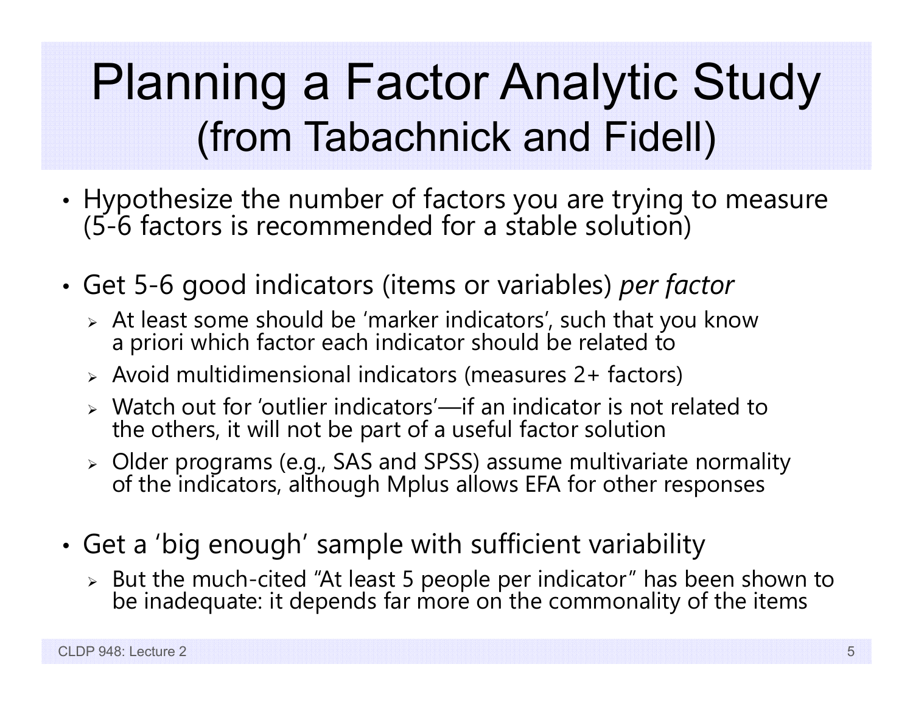# Planning a Factor Analytic Study (from Tabachnick and Fidell)

- Hypothesize the number of factors you are trying to measure (5-6 factors is recommended for a stable solution)
- Get 5-6 good indicators (items or variables) *per factor*
  - At least some should be 'marker indicators', such that you know a priori which factor each indicator should be related to
  - Avoid multidimensional indicators (measures 2+ factors)
  - Watch out for 'outlier indicators'—if an indicator is not related to the others, it will not be part of a useful factor solution
  - Older programs (e.g., SAS and SPSS) assume multivariate normality of the indicators, although Mplus allows EFA for other responses
- Get a 'big enough' sample with sufficient variability
  - But the much-cited "At least 5 people per indicator" has been shown to be inadequate: it depends far more on the commonality of the items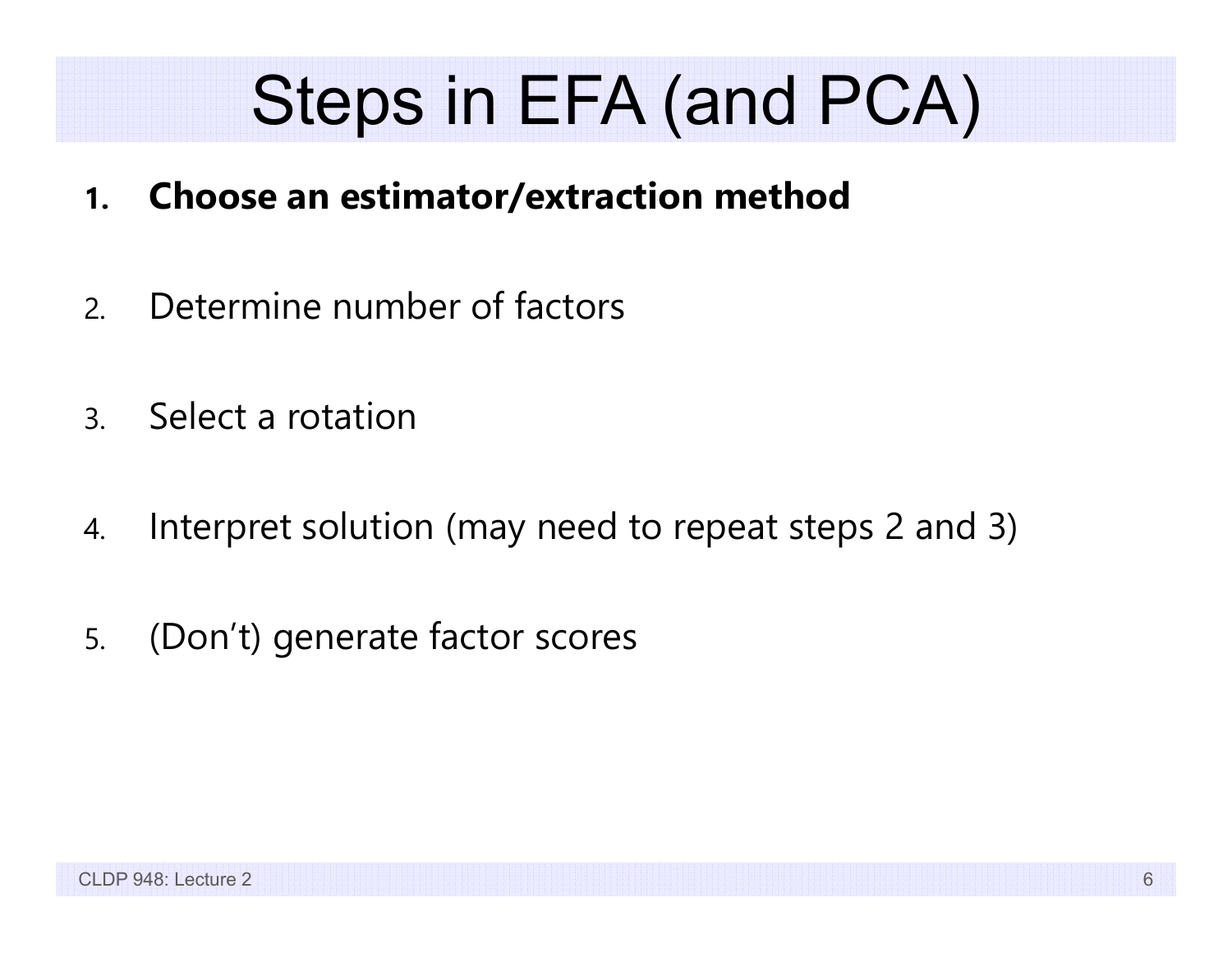# Steps in EFA (and PCA)

1. **Choose an estimator/extraction method**
2. Determine number of factors
3. Select a rotation
4. Interpret solution (may need to repeat steps 2 and 3)
5. (Don't) generate factor scores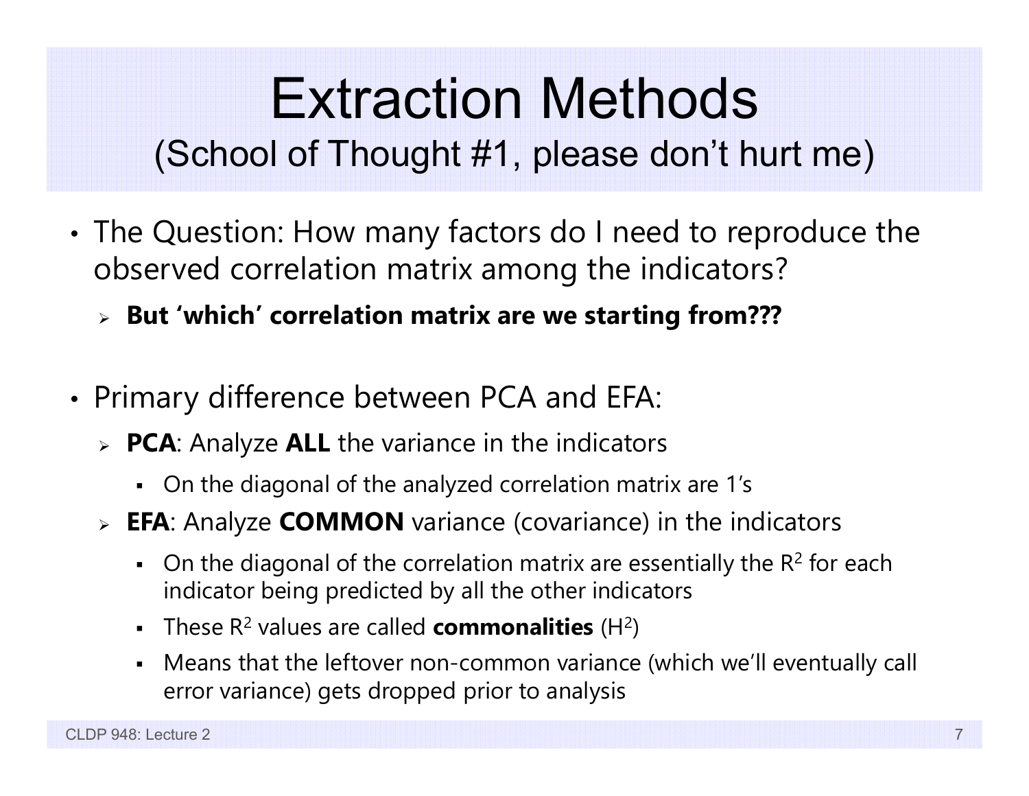# Extraction Methods

## (School of Thought #1, please don't hurt me)

- The Question: How many factors do I need to reproduce the observed correlation matrix among the indicators?
  - **But 'which' correlation matrix are we starting from???**

- Primary difference between PCA and EFA:
  - **PCA**: Analyze **ALL** the variance in the indicators
    - On the diagonal of the analyzed correlation matrix are 1's
  - **EFA**: Analyze **COMMON** variance (covariance) in the indicators
    - On the diagonal of the correlation matrix are essentially the $R^2$ for each indicator being predicted by all the other indicators
    - These $R^2$ values are called **commonalities** ($H^2$)
    - Means that the leftover non-common variance (which we'll eventually call error variance) gets dropped prior to analysis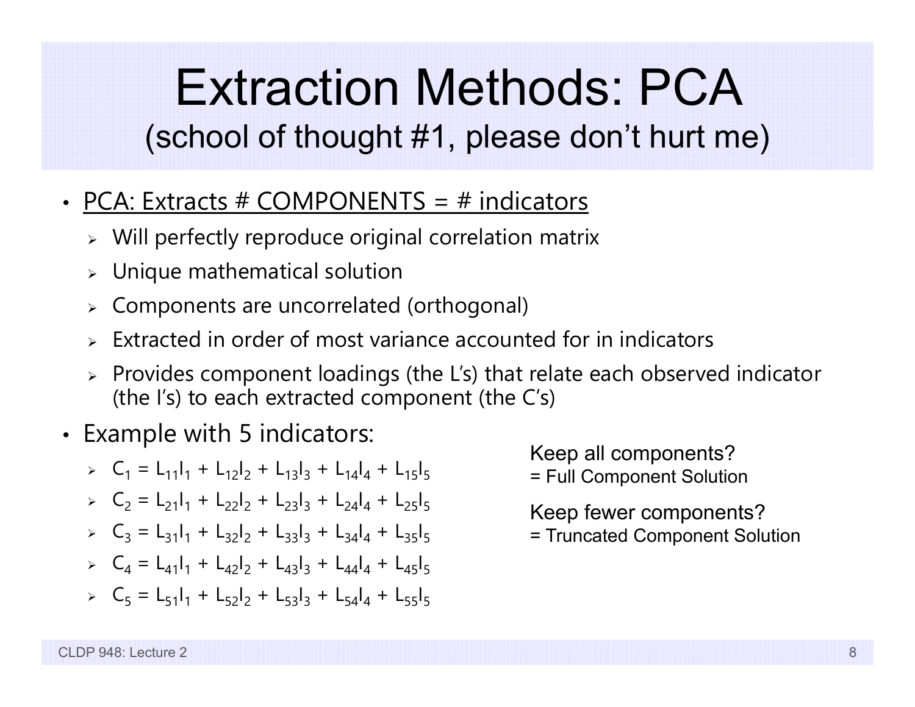# Extraction Methods: PCA

## (school of thought #1, please don't hurt me)

- <u>PCA: Extracts # COMPONENTS = # indicators</u>
  - Will perfectly reproduce original correlation matrix
  - Unique mathematical solution
  - Components are uncorrelated (orthogonal)
  - Extracted in order of most variance accounted for in indicators
  - Provides component loadings (the L's) that relate each observed indicator (the I's) to each extracted component (the C's)
- Example with 5 indicators:
  - $C_1 = L_{11}I_1 + L_{12}I_2 + L_{13}I_3 + L_{14}I_4 + L_{15}I_5$
  - $C_2 = L_{21}I_1 + L_{22}I_2 + L_{23}I_3 + L_{24}I_4 + L_{25}I_5$
  - $C_3 = L_{31}I_1 + L_{32}I_2 + L_{33}I_3 + L_{34}I_4 + L_{35}I_5$
  - $C_4 = L_{41}I_1 + L_{42}I_2 + L_{43}I_3 + L_{44}I_4 + L_{45}I_5$
  - $C_5 = L_{51}I_1 + L_{52}I_2 + L_{53}I_3 + L_{54}I_4 + L_{55}I_5$

Keep all components?
= Full Component Solution

Keep fewer components?
= Truncated Component Solution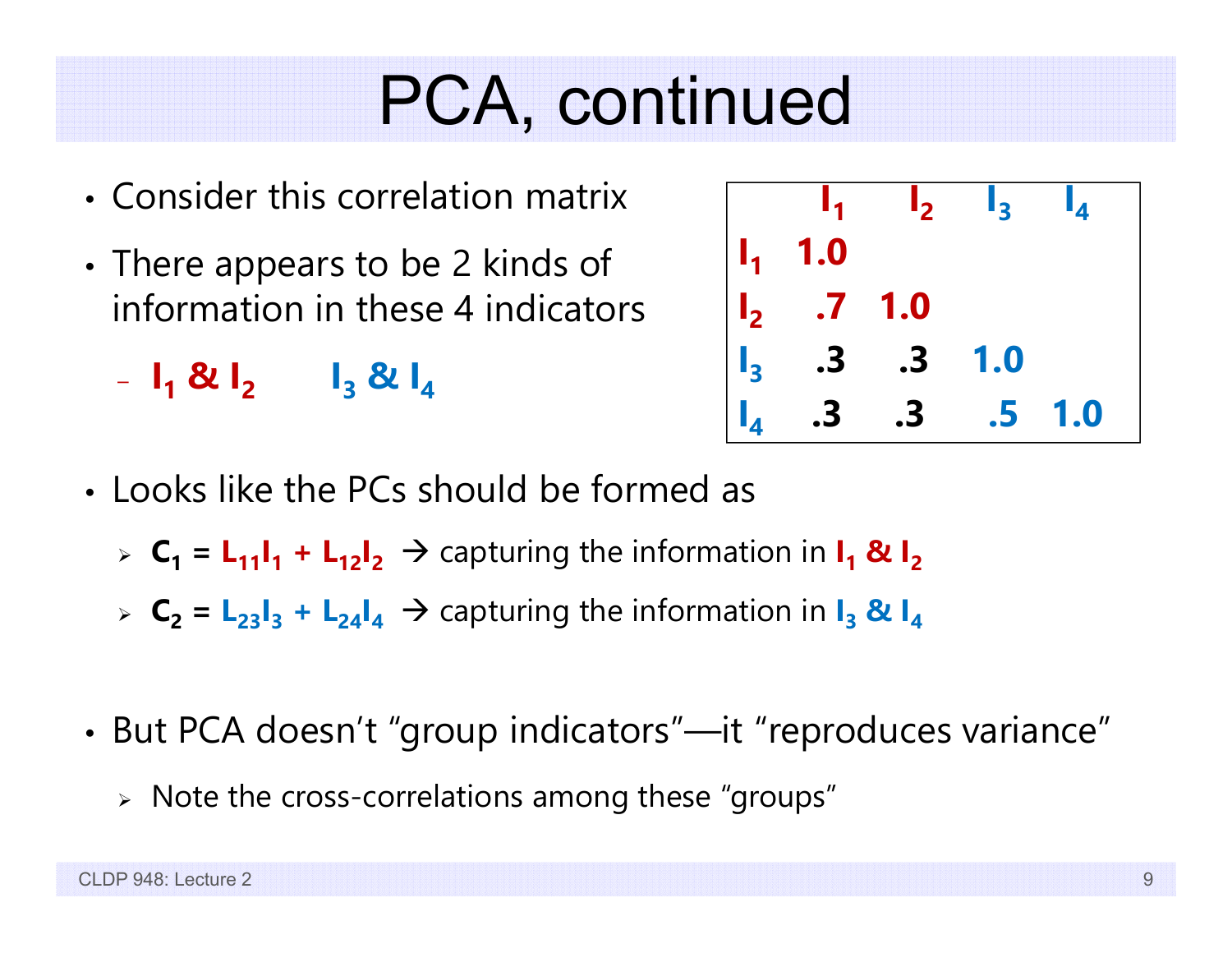# PCA, continued

- Consider this correlation matrix
- There appears to be 2 kinds of information in these 4 indicators
  - **$I_1$ & $I_2$** **$I_3$ & $I_4$**

| | $I_1$ | $I_2$ | $I_3$ | $I_4$ |
|---|---|---|---|---|
| $I_1$ | **1.0** | | | |
| $I_2$ | **.7** | **1.0** | | |
| $I_3$ | **.3** | **.3** | **1.0** | |
| $I_4$ | **.3** | **.3** | **.5** | **1.0** |

- Looks like the PCs should be formed as
  - $C_1 = L_{11}I_1 + L_{12}I_2$ → capturing the information in **$I_1$ & $I_2$**
  - $C_2 = L_{23}I_3 + L_{24}I_4$ → capturing the information in **$I_3$ & $I_4$**

- But PCA doesn't "group indicators"—it "reproduces variance"
  - Note the cross-correlations among these "groups"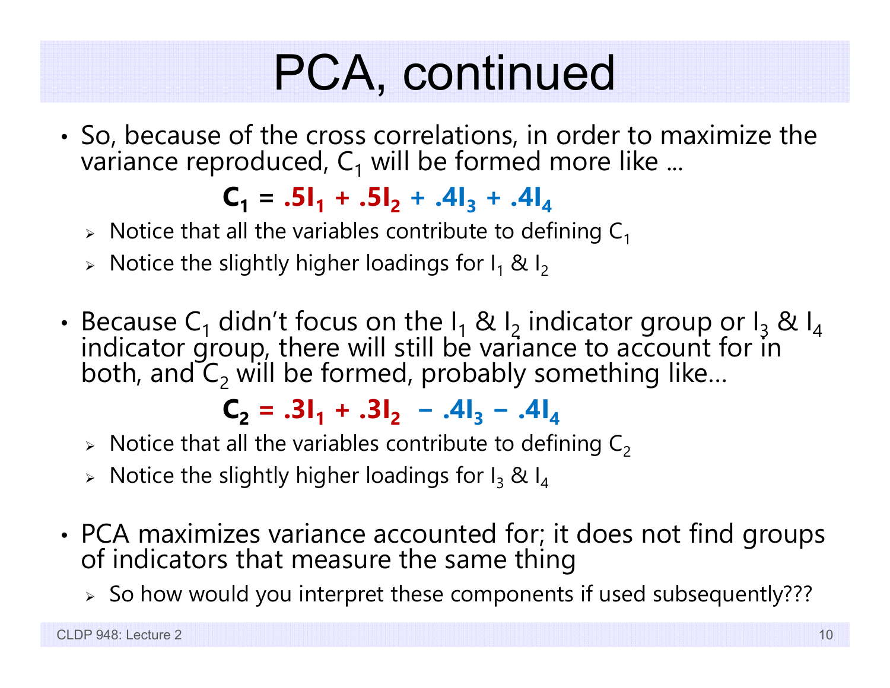# PCA, continued

- So, because of the cross correlations, in order to maximize the variance reproduced, $C_1$ will be formed more like …

$$C_1 = .5I_1 + .5I_2 + .4I_3 + .4I_4$$

  - Notice that all the variables contribute to defining $C_1$
  - Notice the slightly higher loadings for $I_1$ & $I_2$

- Because $C_1$ didn't focus on the $I_1$ & $I_2$ indicator group or $I_3$ & $I_4$ indicator group, there will still be variance to account for in both, and $C_2$ will be formed, probably something like…

$$C_2 = .3I_1 + .3I_2 - .4I_3 - .4I_4$$

  - Notice that all the variables contribute to defining $C_2$
  - Notice the slightly higher loadings for $I_3$ & $I_4$

- PCA maximizes variance accounted for; it does not find groups of indicators that measure the same thing
  - So how would you interpret these components if used subsequently???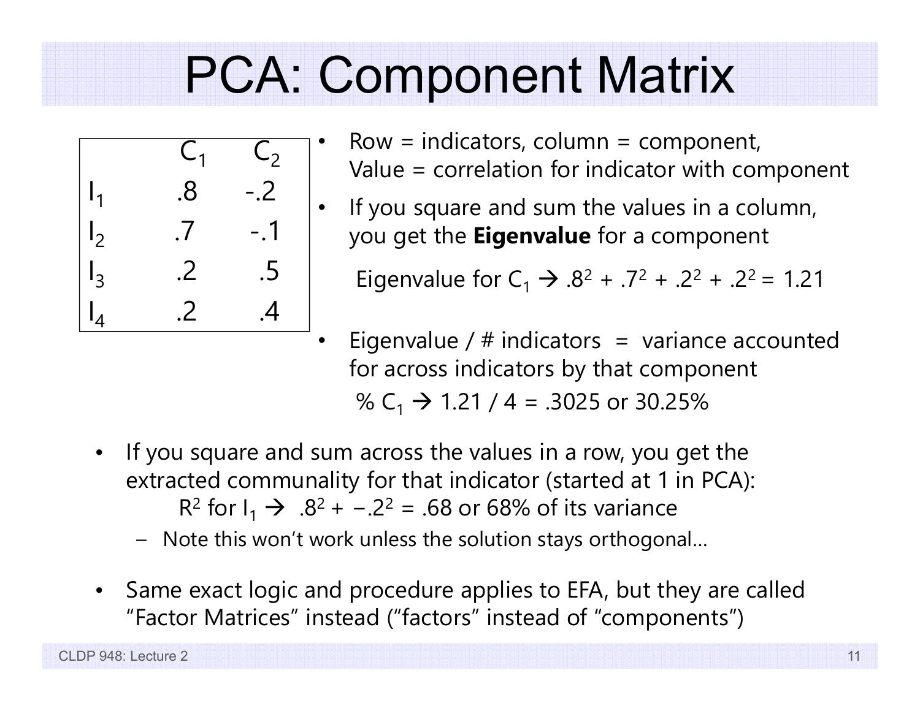# PCA: Component Matrix

| | $C_1$ | $C_2$ |
|---|---|---|
| $I_1$ | .8 | -.2 |
| $I_2$ | .7 | -.1 |
| $I_3$ | .2 | .5 |
| $I_4$ | .2 | .4 |

- Row = indicators, column = component, Value = correlation for indicator with component
- If you square and sum the values in a column, you get the **Eigenvalue** for a component

  Eigenvalue for $C_1$ → $.8^2 + .7^2 + .2^2 + .2^2 = 1.21$

- Eigenvalue / # indicators = variance accounted for across indicators by that component

  % $C_1$ → 1.21 / 4 = .3025 or 30.25%

- If you square and sum across the values in a row, you get the extracted communality for that indicator (started at 1 in PCA):

  $R^2$ for $I_1$ → $.8^2 + -.2^2 = .68$ or 68% of its variance

  - Note this won't work unless the solution stays orthogonal…

- Same exact logic and procedure applies to EFA, but they are called "Factor Matrices" instead ("factors" instead of "components")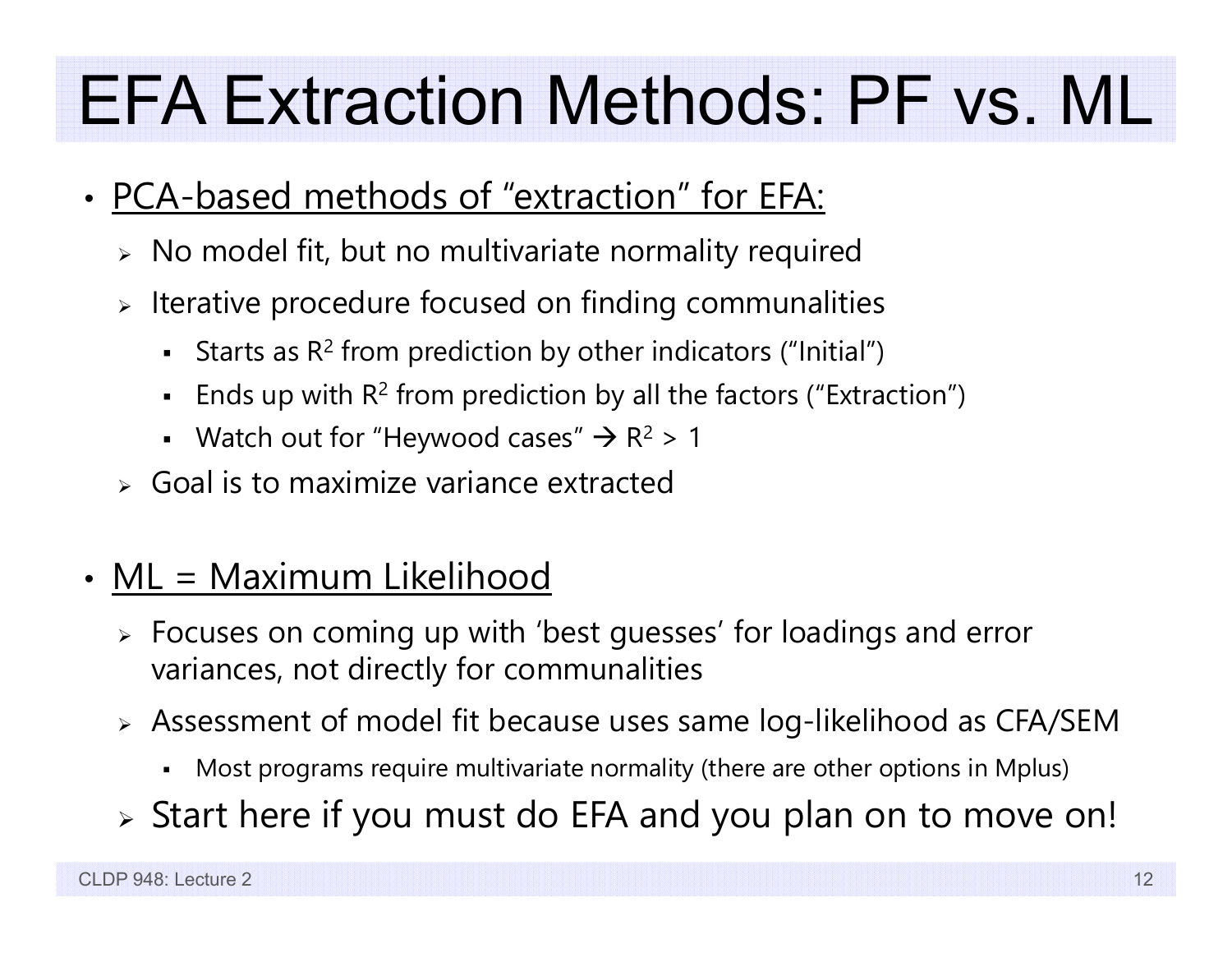# EFA Extraction Methods: PF vs. ML

- PCA-based methods of "extraction" for EFA:
  - No model fit, but no multivariate normality required
  - Iterative procedure focused on finding communalities
    - Starts as $R^2$ from prediction by other indicators ("Initial")
    - Ends up with $R^2$ from prediction by all the factors ("Extraction")
    - Watch out for "Heywood cases" → $R^2 > 1$
  - Goal is to maximize variance extracted

- ML = Maximum Likelihood
  - Focuses on coming up with 'best guesses' for loadings and error variances, not directly for communalities
  - Assessment of model fit because uses same log-likelihood as CFA/SEM
    - Most programs require multivariate normality (there are other options in Mplus)
  - Start here if you must do EFA and you plan on to move on!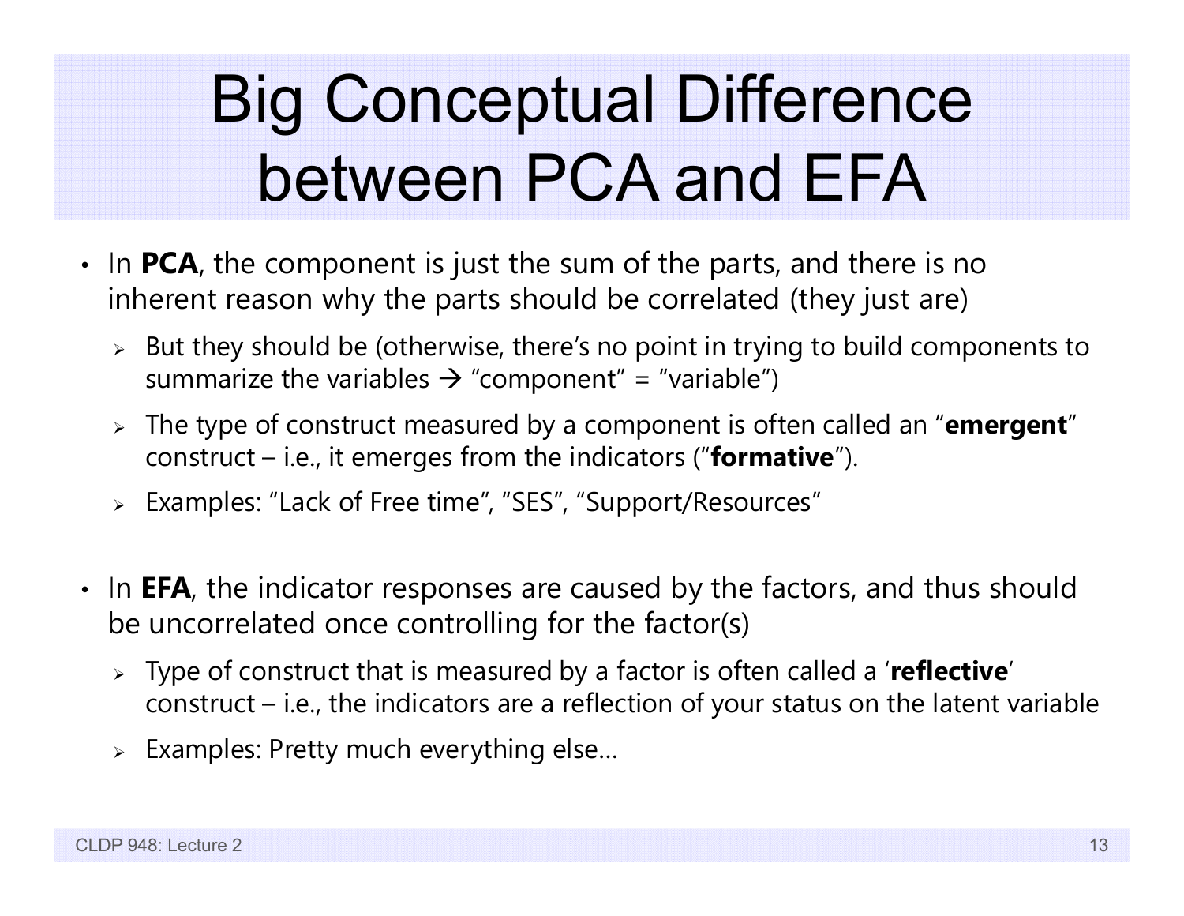# Big Conceptual Difference between PCA and EFA

- In **PCA**, the component is just the sum of the parts, and there is no inherent reason why the parts should be correlated (they just are)
  - But they should be (otherwise, there's no point in trying to build components to summarize the variables → "component" = "variable")
  - The type of construct measured by a component is often called an "**emergent**" construct – i.e., it emerges from the indicators ("**formative**").
  - Examples: "Lack of Free time", "SES", "Support/Resources"

- In **EFA**, the indicator responses are caused by the factors, and thus should be uncorrelated once controlling for the factor(s)
  - Type of construct that is measured by a factor is often called a '**reflective**' construct – i.e., the indicators are a reflection of your status on the latent variable
  - Examples: Pretty much everything else…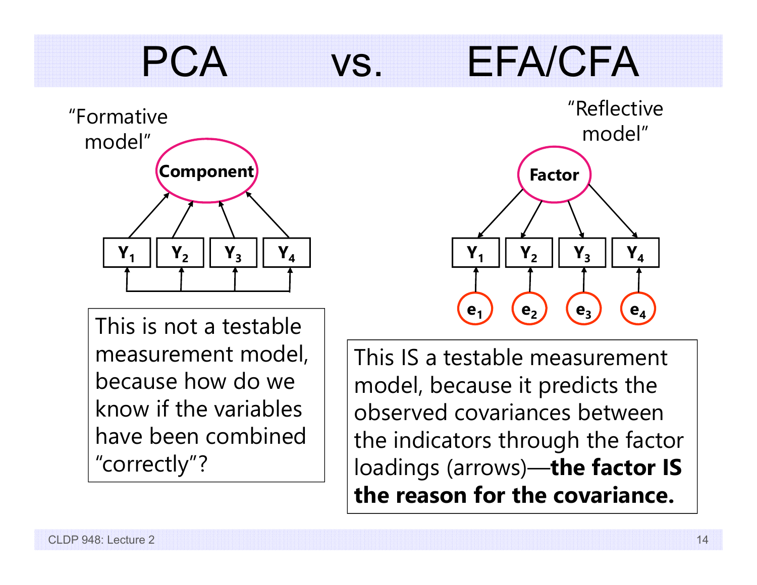# PCA vs. EFA/CFA

“Formative model”

Component

$Y_1$ $Y_2$ $Y_3$ $Y_4$

This is not a testable measurement model, because how do we know if the variables have been combined “correctly”?

“Reflective model”

Factor

$Y_1$ $Y_2$ $Y_3$ $Y_4$

$e_1$ $e_2$ $e_3$ $e_4$

This IS a testable measurement model, because it predicts the observed covariances between the indicators through the factor loadings (arrows)—**the factor IS the reason for the covariance.**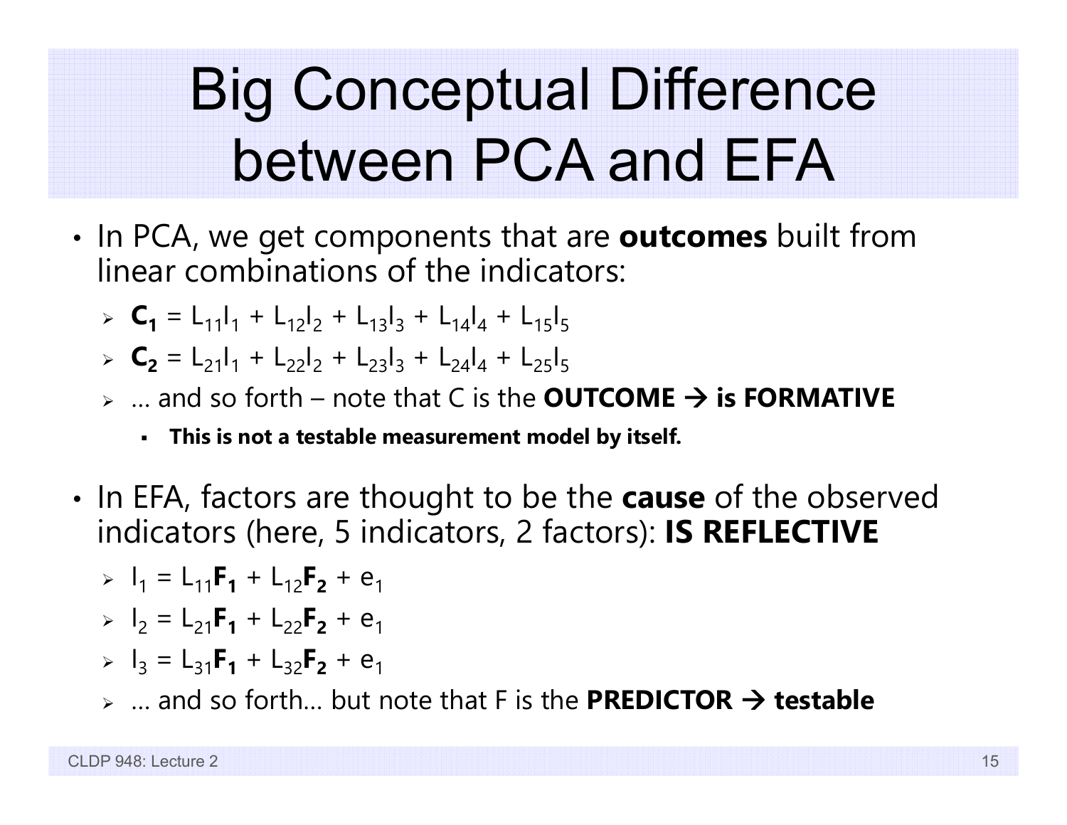# Big Conceptual Difference between PCA and EFA

- In PCA, we get components that are **outcomes** built from linear combinations of the indicators:
  - $\mathbf{C_1} = L_{11}I_1 + L_{12}I_2 + L_{13}I_3 + L_{14}I_4 + L_{15}I_5$
  - $\mathbf{C_2} = L_{21}I_1 + L_{22}I_2 + L_{23}I_3 + L_{24}I_4 + L_{25}I_5$
  - … and so forth – note that C is the **OUTCOME → is FORMATIVE**
    - **This is not a testable measurement model by itself.**

- In EFA, factors are thought to be the **cause** of the observed indicators (here, 5 indicators, 2 factors): **IS REFLECTIVE**
  - $I_1 = L_{11}\mathbf{F_1} + L_{12}\mathbf{F_2} + e_1$
  - $I_2 = L_{21}\mathbf{F_1} + L_{22}\mathbf{F_2} + e_1$
  - $I_3 = L_{31}\mathbf{F_1} + L_{32}\mathbf{F_2} + e_1$
  - … and so forth… but note that F is the **PREDICTOR → testable**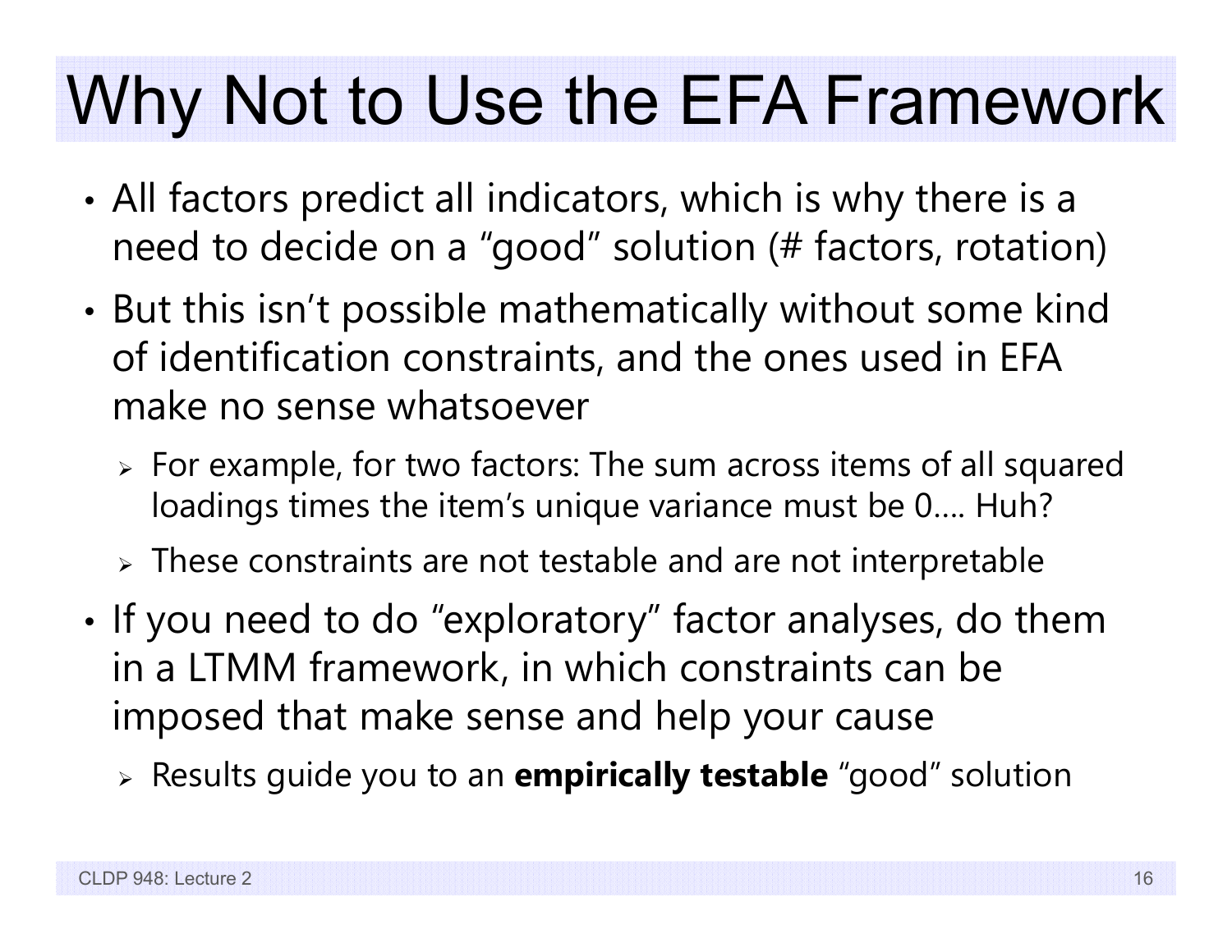# Why Not to Use the EFA Framework

- All factors predict all indicators, which is why there is a need to decide on a "good" solution (# factors, rotation)
- But this isn't possible mathematically without some kind of identification constraints, and the ones used in EFA make no sense whatsoever
  - For example, for two factors: The sum across items of all squared loadings times the item's unique variance must be 0…. Huh?
  - These constraints are not testable and are not interpretable
- If you need to do "exploratory" factor analyses, do them in a LTMM framework, in which constraints can be imposed that make sense and help your cause
  - Results guide you to an **empirically testable** "good" solution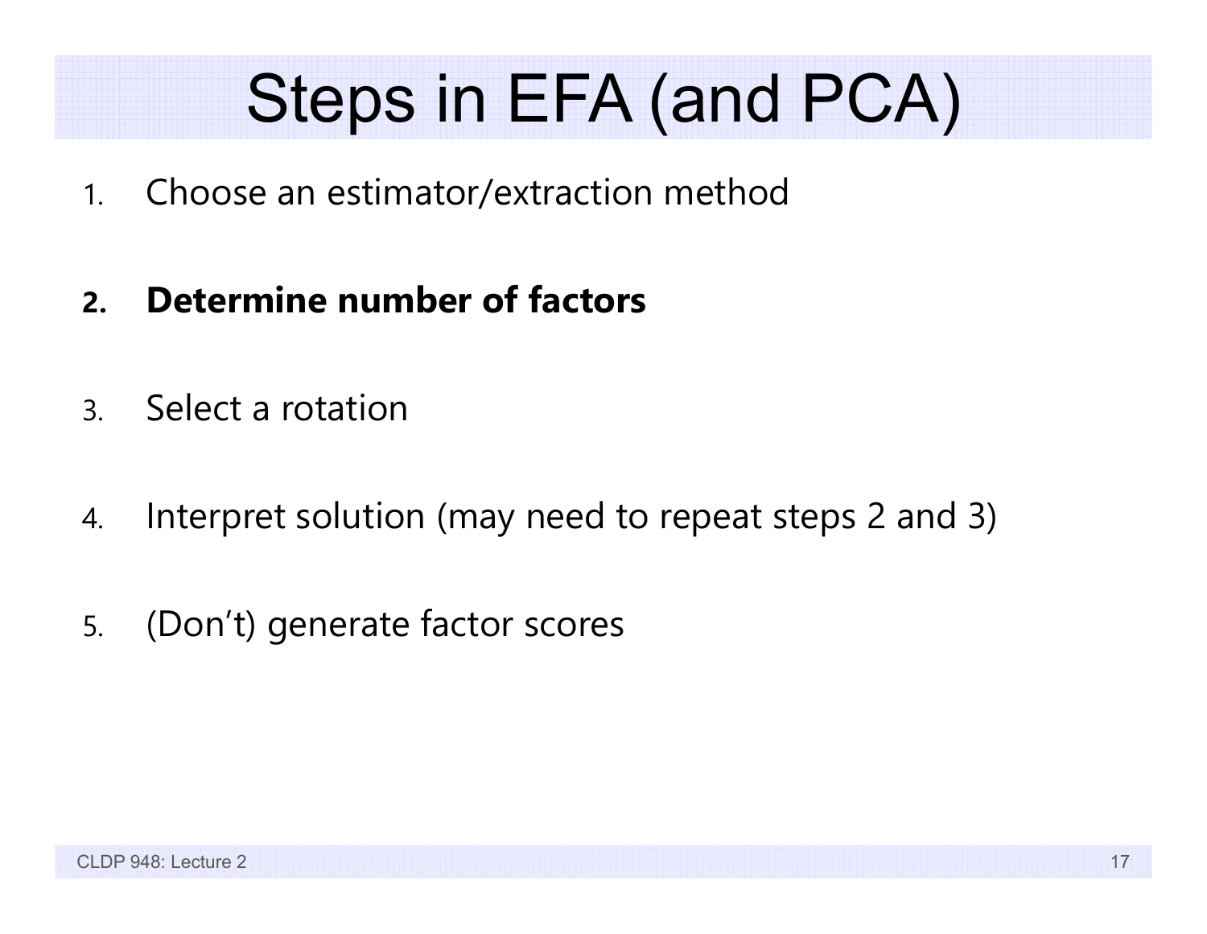# Steps in EFA (and PCA)

1. Choose an estimator/extraction method

2. **Determine number of factors**

3. Select a rotation

4. Interpret solution (may need to repeat steps 2 and 3)

5. (Don't) generate factor scores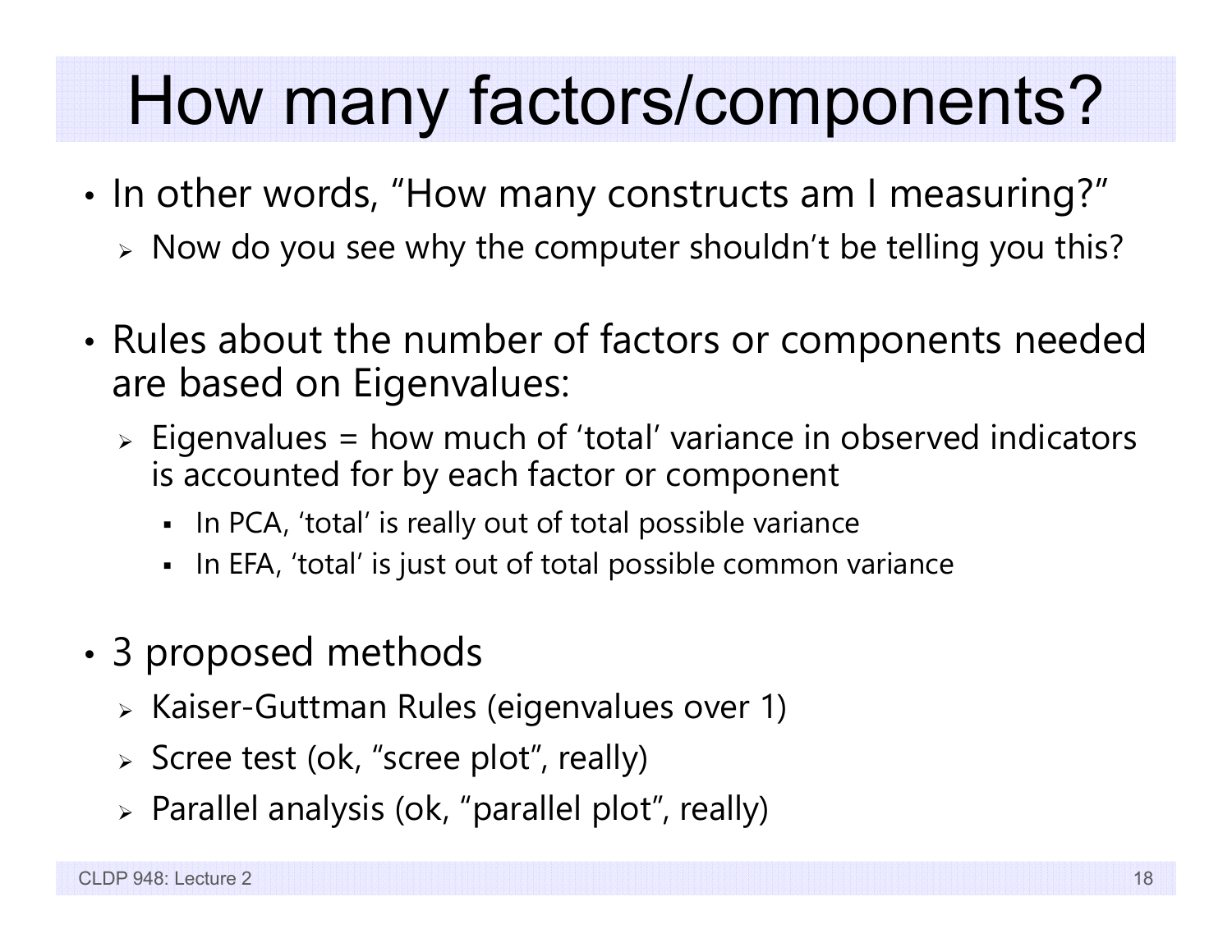# How many factors/components?

- In other words, "How many constructs am I measuring?"
  - Now do you see why the computer shouldn't be telling you this?

- Rules about the number of factors or components needed are based on Eigenvalues:
  - Eigenvalues = how much of 'total' variance in observed indicators is accounted for by each factor or component
    - In PCA, 'total' is really out of total possible variance
    - In EFA, 'total' is just out of total possible common variance

- 3 proposed methods
  - Kaiser-Guttman Rules (eigenvalues over 1)
  - Scree test (ok, "scree plot", really)
  - Parallel analysis (ok, "parallel plot", really)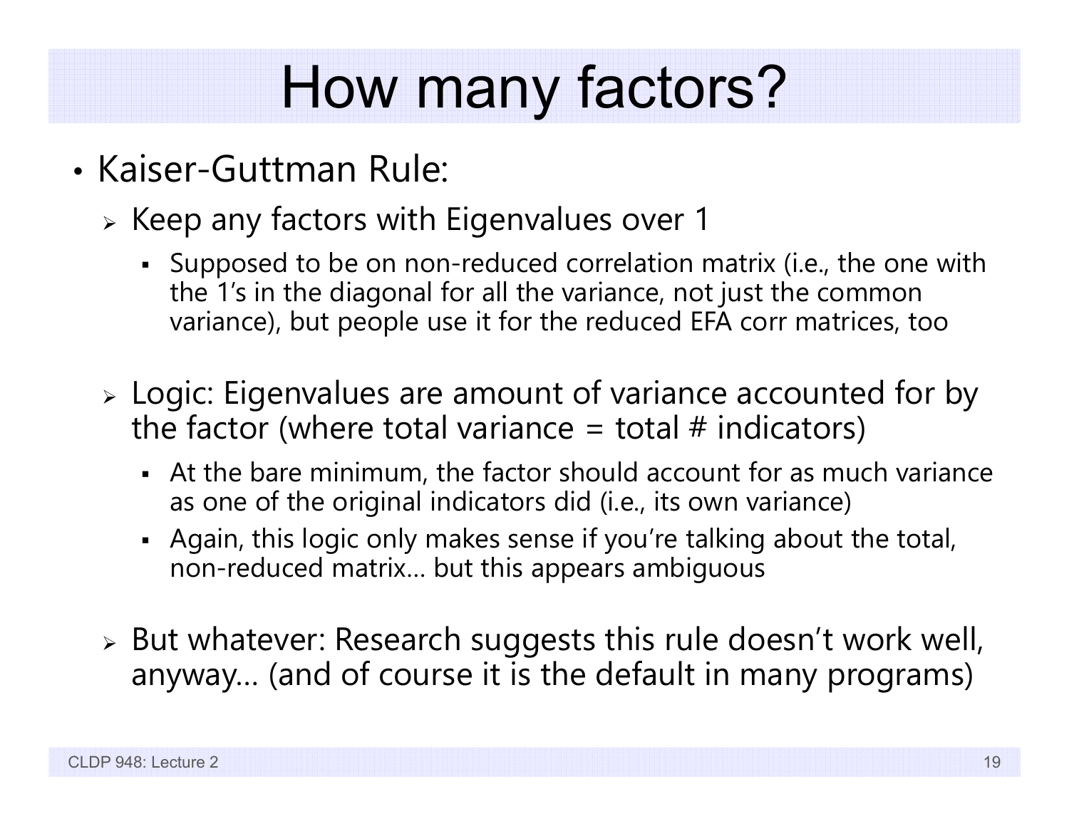# How many factors?

- Kaiser-Guttman Rule:
  - Keep any factors with Eigenvalues over 1
    - Supposed to be on non-reduced correlation matrix (i.e., the one with the 1's in the diagonal for all the variance, not just the common variance), but people use it for the reduced EFA corr matrices, too
  - Logic: Eigenvalues are amount of variance accounted for by the factor (where total variance = total # indicators)
    - At the bare minimum, the factor should account for as much variance as one of the original indicators did (i.e., its own variance)
    - Again, this logic only makes sense if you're talking about the total, non-reduced matrix… but this appears ambiguous
  - But whatever: Research suggests this rule doesn't work well, anyway… (and of course it is the default in many programs)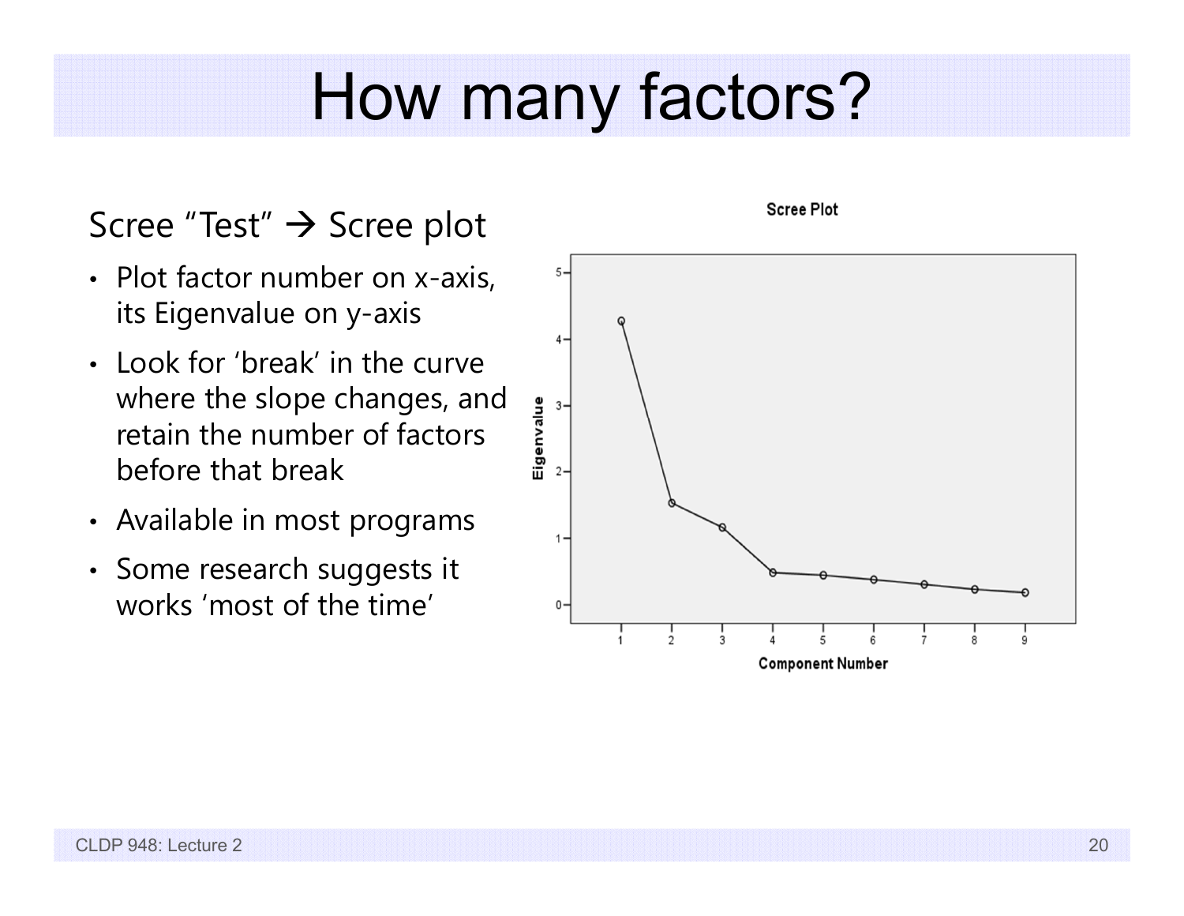# How many factors?

Scree "Test" → Scree plot

- Plot factor number on x-axis, its Eigenvalue on y-axis
- Look for 'break' in the curve where the slope changes, and retain the number of factors before that break
- Available in most programs
- Some research suggests it works 'most of the time'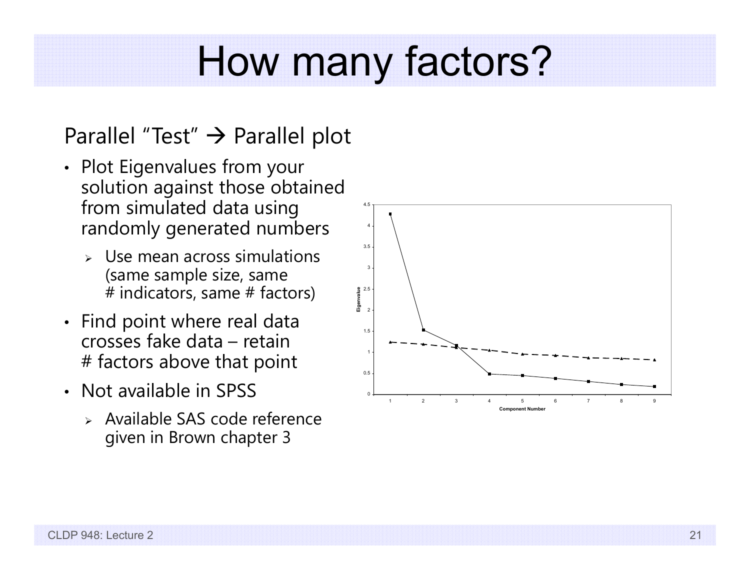# How many factors?

Parallel "Test" → Parallel plot

- Plot Eigenvalues from your solution against those obtained from simulated data using randomly generated numbers
  - Use mean across simulations (same sample size, same # indicators, same # factors)
- Find point where real data crosses fake data – retain # factors above that point
- Not available in SPSS
  - Available SAS code reference given in Brown chapter 3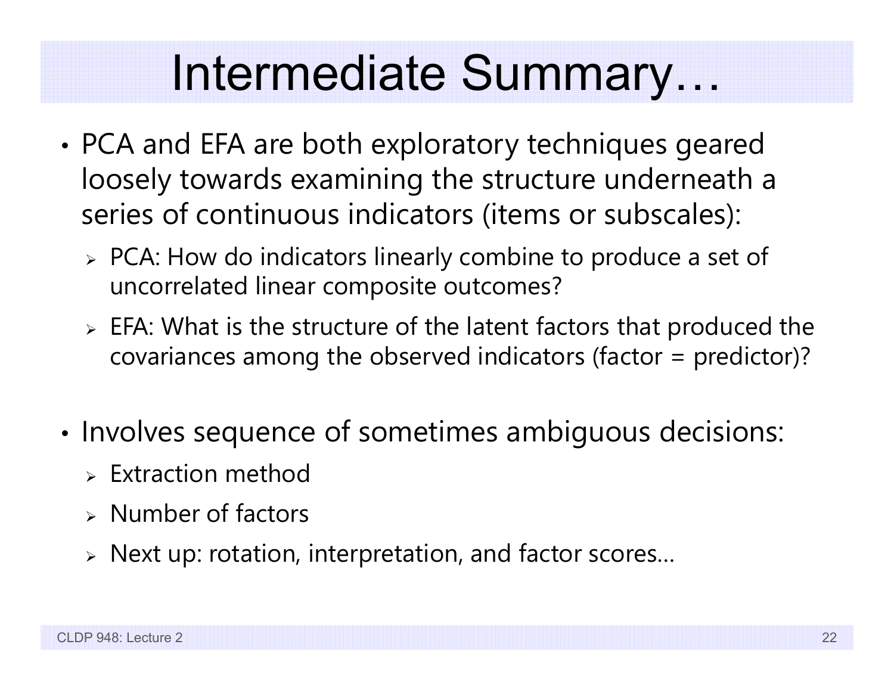# Intermediate Summary…

- PCA and EFA are both exploratory techniques geared loosely towards examining the structure underneath a series of continuous indicators (items or subscales):
  - PCA: How do indicators linearly combine to produce a set of uncorrelated linear composite outcomes?
  - EFA: What is the structure of the latent factors that produced the covariances among the observed indicators (factor = predictor)?

- Involves sequence of sometimes ambiguous decisions:
  - Extraction method
  - Number of factors
  - Next up: rotation, interpretation, and factor scores…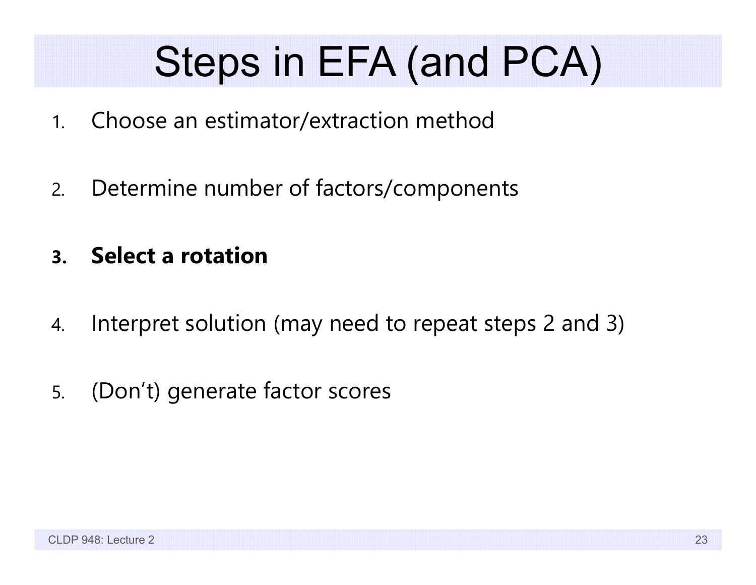# Steps in EFA (and PCA)

1. Choose an estimator/extraction method
2. Determine number of factors/components
3. **Select a rotation**
4. Interpret solution (may need to repeat steps 2 and 3)
5. (Don't) generate factor scores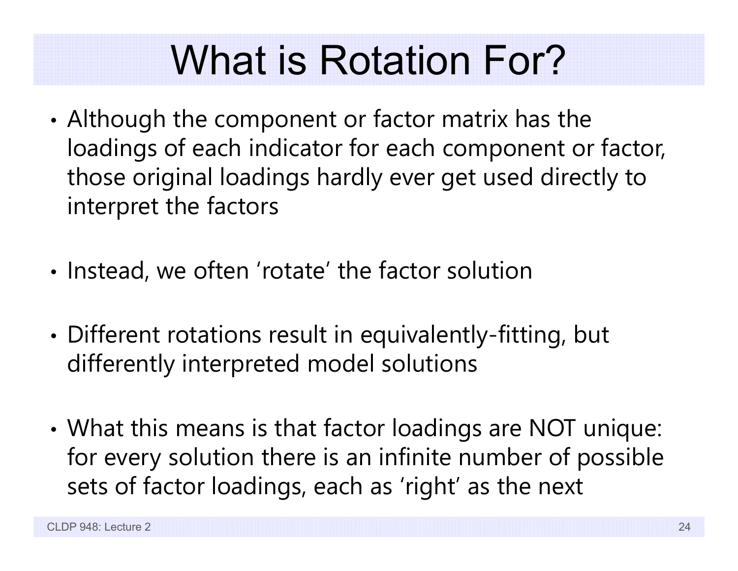# What is Rotation For?

- Although the component or factor matrix has the loadings of each indicator for each component or factor, those original loadings hardly ever get used directly to interpret the factors

- Instead, we often 'rotate' the factor solution

- Different rotations result in equivalently-fitting, but differently interpreted model solutions

- What this means is that factor loadings are NOT unique: for every solution there is an infinite number of possible sets of factor loadings, each as 'right' as the next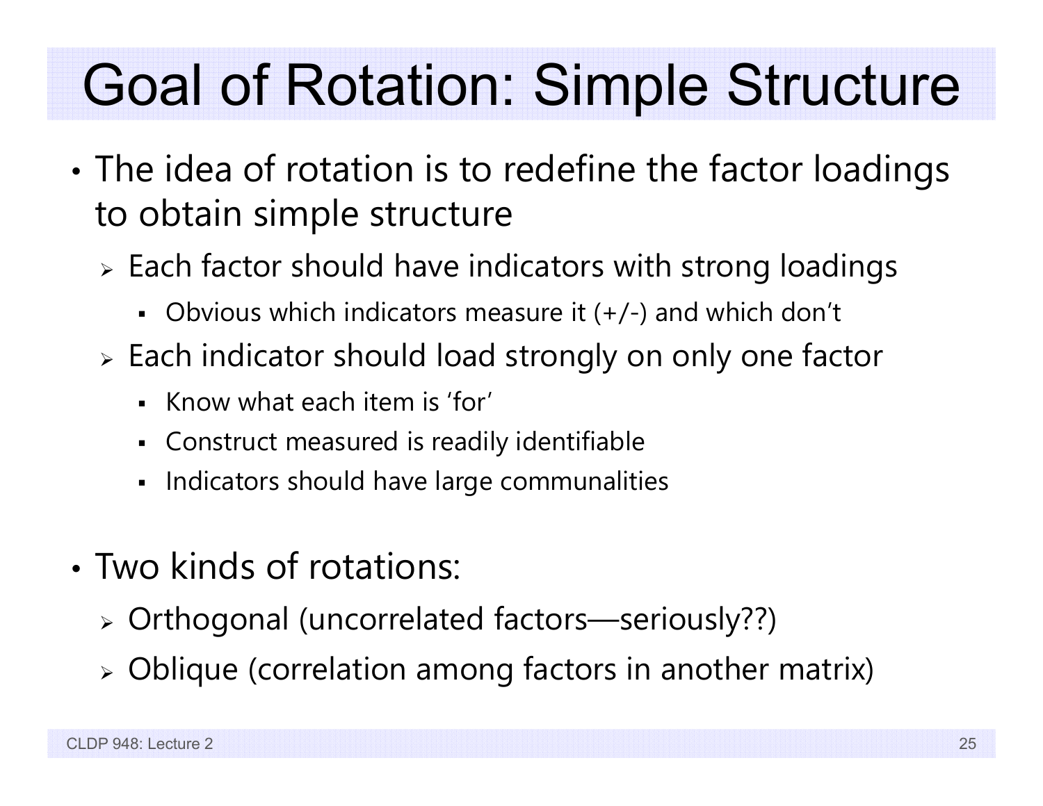# Goal of Rotation: Simple Structure

- The idea of rotation is to redefine the factor loadings to obtain simple structure
  - Each factor should have indicators with strong loadings
    - Obvious which indicators measure it (+/-) and which don't
  - Each indicator should load strongly on only one factor
    - Know what each item is 'for'
    - Construct measured is readily identifiable
    - Indicators should have large communalities

- Two kinds of rotations:
  - Orthogonal (uncorrelated factors—seriously??)
  - Oblique (correlation among factors in another matrix)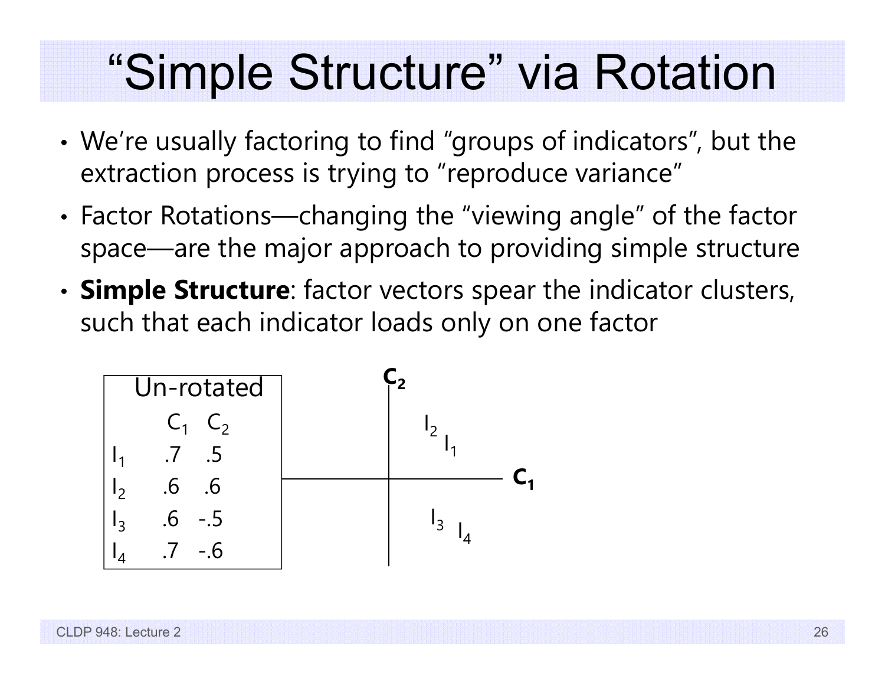# "Simple Structure" via Rotation

- We're usually factoring to find "groups of indicators", but the extraction process is trying to "reproduce variance"
- Factor Rotations—changing the "viewing angle" of the factor space—are the major approach to providing simple structure
- **Simple Structure**: factor vectors spear the indicator clusters, such that each indicator loads only on one factor

Un-rotated

| | $C_1$ | $C_2$ |
|---|---|---|
| $I_1$ | .7 | .5 |
| $I_2$ | .6 | .6 |
| $I_3$ | .6 | -.5 |
| $I_4$ | .7 | -.6 |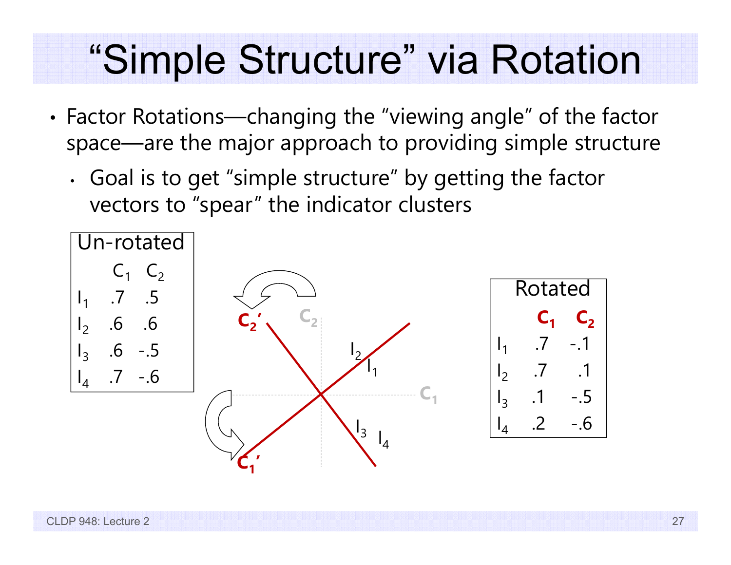# "Simple Structure" via Rotation

- Factor Rotations—changing the "viewing angle" of the factor space—are the major approach to providing simple structure
  - Goal is to get "simple structure" by getting the factor vectors to "spear" the indicator clusters

**Un-rotated**

| | $C_1$ | $C_2$ |
|---|---|---|
| $I_1$ | .7 | .5 |
| $I_2$ | .6 | .6 |
| $I_3$ | .6 | -.5 |
| $I_4$ | .7 | -.6 |

**Rotated**

| | $C_1$ | $C_2$ |
|---|---|---|
| $I_1$ | .7 | -.1 |
| $I_2$ | .7 | .1 |
| $I_3$ | .1 | -.5 |
| $I_4$ | .2 | -.6 |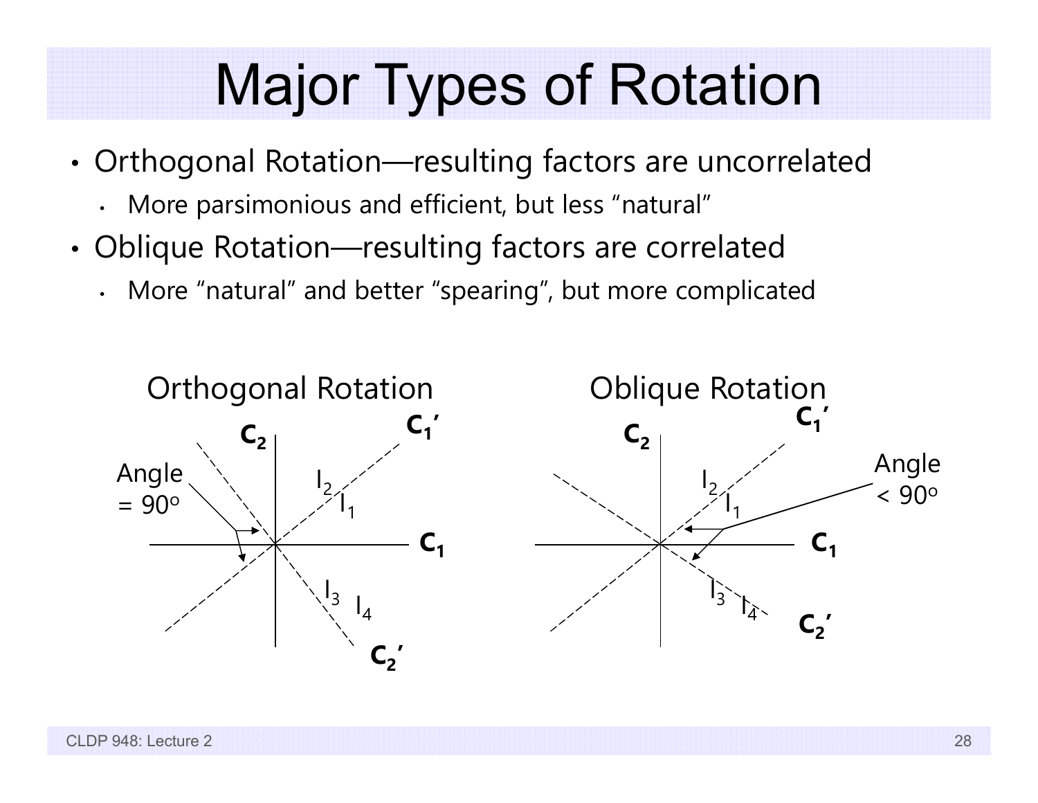# Major Types of Rotation

- Orthogonal Rotation—resulting factors are uncorrelated
  - More parsimonious and efficient, but less “natural”
- Oblique Rotation—resulting factors are correlated
  - More “natural” and better “spearing”, but more complicated

Orthogonal Rotation

Oblique Rotation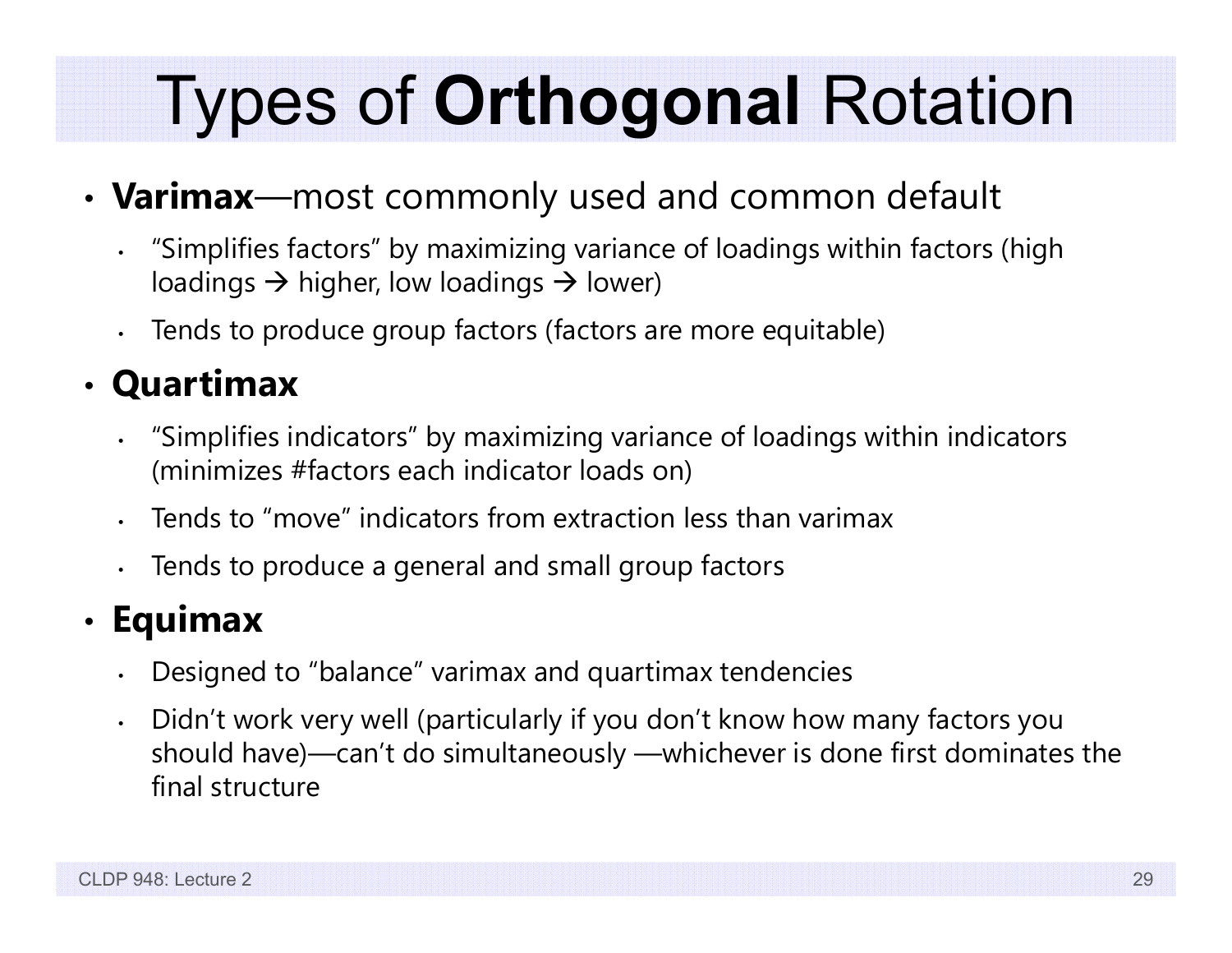# Types of **Orthogonal** Rotation

- **Varimax**—most commonly used and common default
  - "Simplifies factors" by maximizing variance of loadings within factors (high loadings → higher, low loadings → lower)
  - Tends to produce group factors (factors are more equitable)
- **Quartimax**
  - "Simplifies indicators" by maximizing variance of loadings within indicators (minimizes #factors each indicator loads on)
  - Tends to "move" indicators from extraction less than varimax
  - Tends to produce a general and small group factors
- **Equimax**
  - Designed to "balance" varimax and quartimax tendencies
  - Didn't work very well (particularly if you don't know how many factors you should have)—can't do simultaneously —whichever is done first dominates the final structure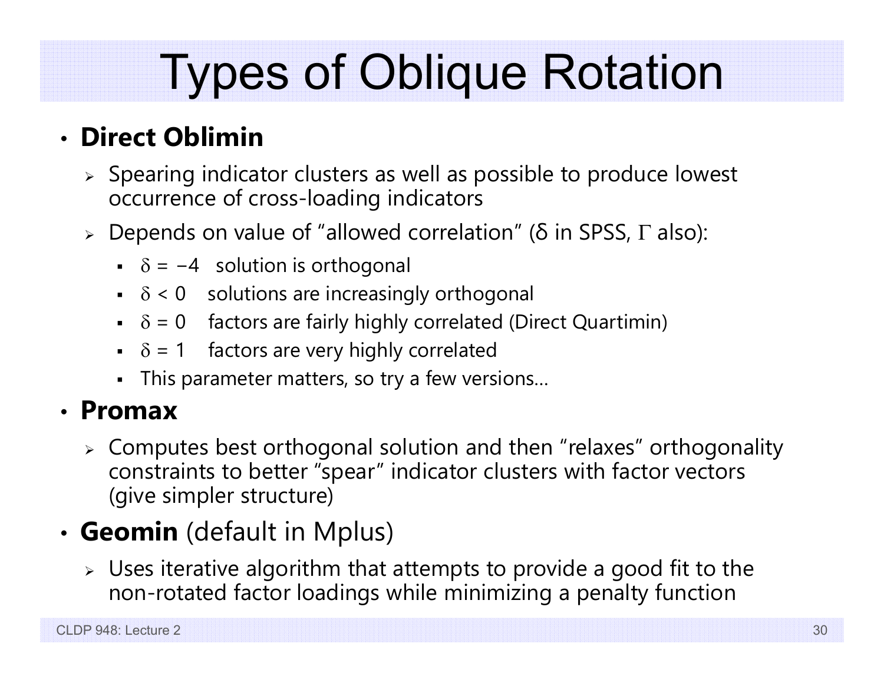# Types of Oblique Rotation

- **Direct Oblimin**
  - Spearing indicator clusters as well as possible to produce lowest occurrence of cross-loading indicators
  - Depends on value of "allowed correlation" ($\delta$ in SPSS, $\Gamma$ also):
    - $\delta = -4$ solution is orthogonal
    - $\delta < 0$ solutions are increasingly orthogonal
    - $\delta = 0$ factors are fairly highly correlated (Direct Quartimin)
    - $\delta = 1$ factors are very highly correlated
    - This parameter matters, so try a few versions…
- **Promax**
  - Computes best orthogonal solution and then "relaxes" orthogonality constraints to better "spear" indicator clusters with factor vectors (give simpler structure)
- **Geomin** (default in Mplus)
  - Uses iterative algorithm that attempts to provide a good fit to the non-rotated factor loadings while minimizing a penalty function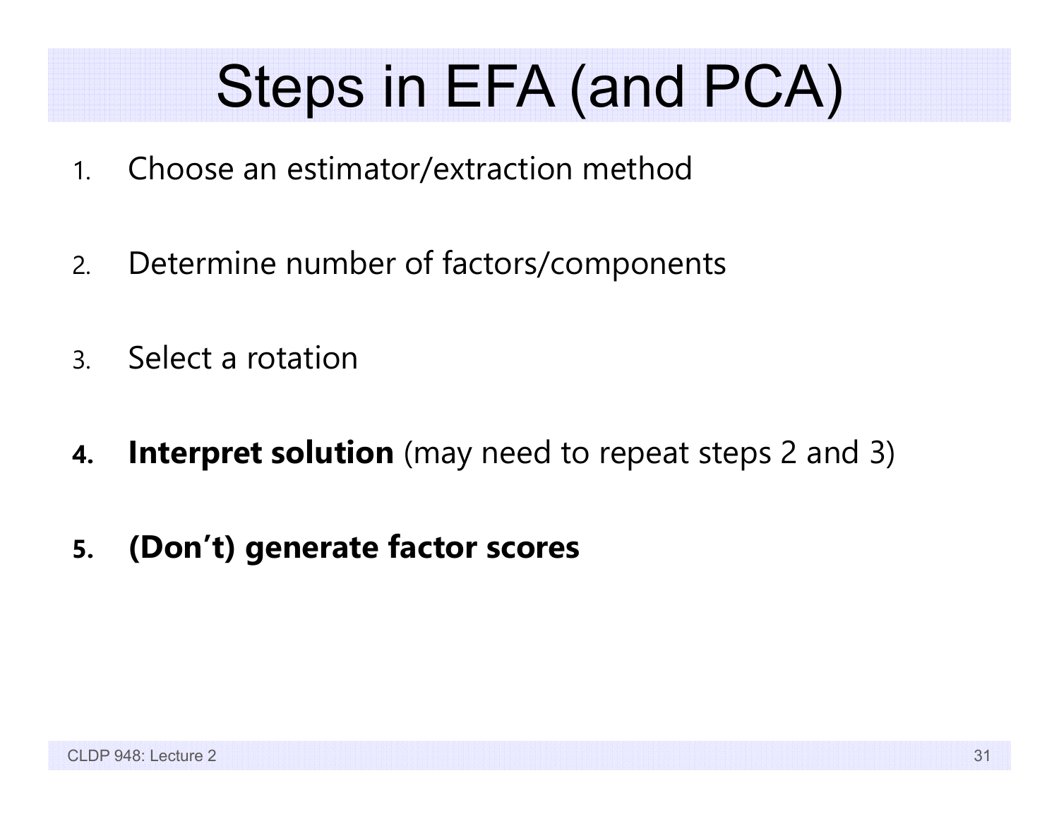# Steps in EFA (and PCA)

1. Choose an estimator/extraction method

2. Determine number of factors/components

3. Select a rotation

4. **Interpret solution** (may need to repeat steps 2 and 3)

5. **(Don't) generate factor scores**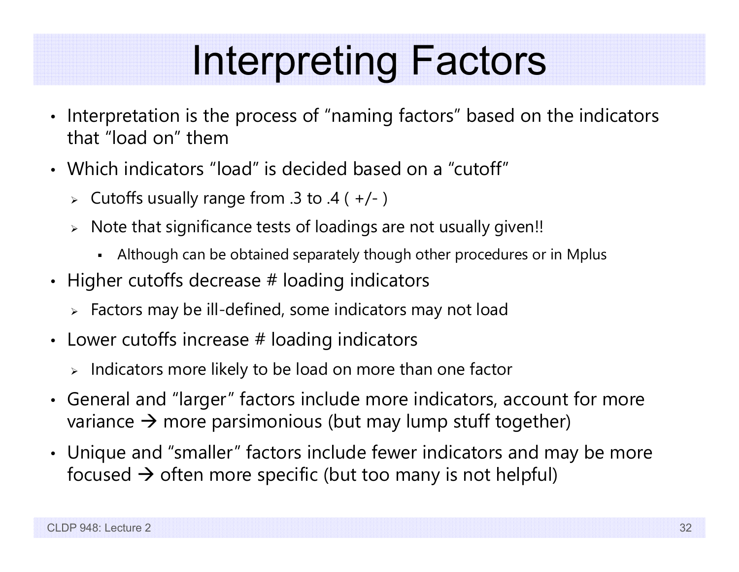# Interpreting Factors

- Interpretation is the process of "naming factors" based on the indicators that "load on" them
- Which indicators "load" is decided based on a "cutoff"
  - Cutoffs usually range from .3 to .4 ( +/- )
  - Note that significance tests of loadings are not usually given!!
    - Although can be obtained separately though other procedures or in Mplus
- Higher cutoffs decrease # loading indicators
  - Factors may be ill-defined, some indicators may not load
- Lower cutoffs increase # loading indicators
  - Indicators more likely to be load on more than one factor
- General and "larger" factors include more indicators, account for more variance → more parsimonious (but may lump stuff together)
- Unique and "smaller" factors include fewer indicators and may be more focused → often more specific (but too many is not helpful)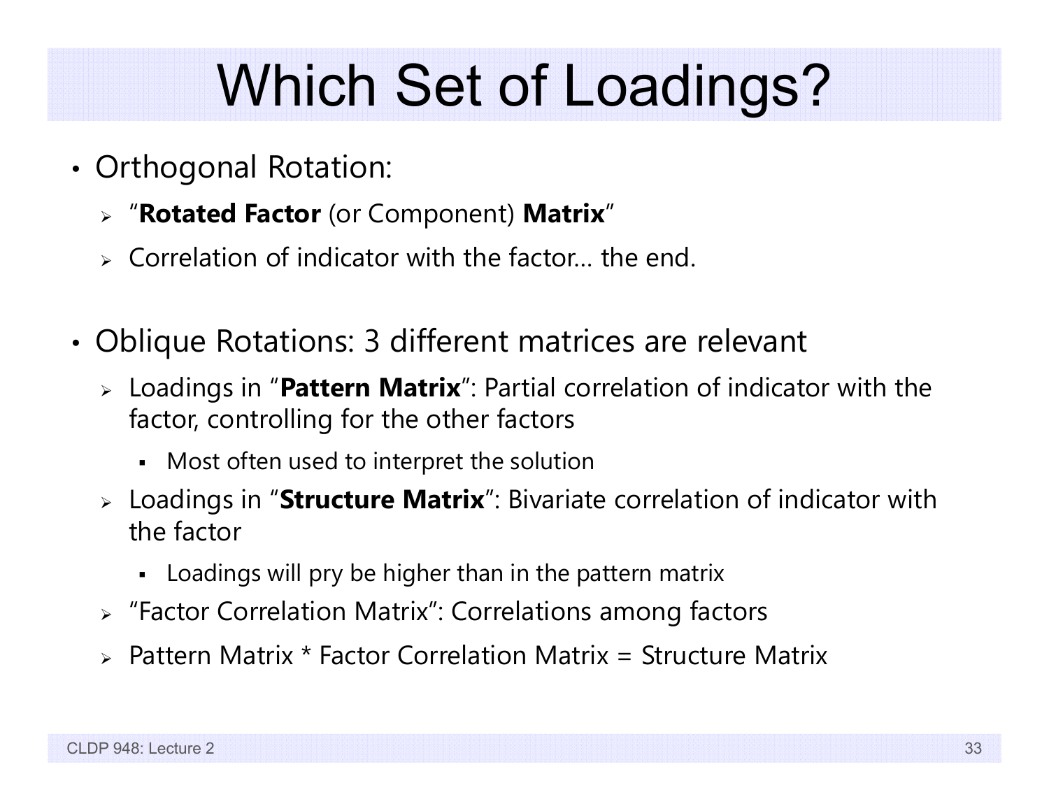# Which Set of Loadings?

- Orthogonal Rotation:
  - "**Rotated Factor** (or Component) **Matrix**"
  - Correlation of indicator with the factor… the end.

- Oblique Rotations: 3 different matrices are relevant
  - Loadings in "**Pattern Matrix**": Partial correlation of indicator with the factor, controlling for the other factors
    - Most often used to interpret the solution
  - Loadings in "**Structure Matrix**": Bivariate correlation of indicator with the factor
    - Loadings will pry be higher than in the pattern matrix
  - "Factor Correlation Matrix": Correlations among factors
  - Pattern Matrix * Factor Correlation Matrix = Structure Matrix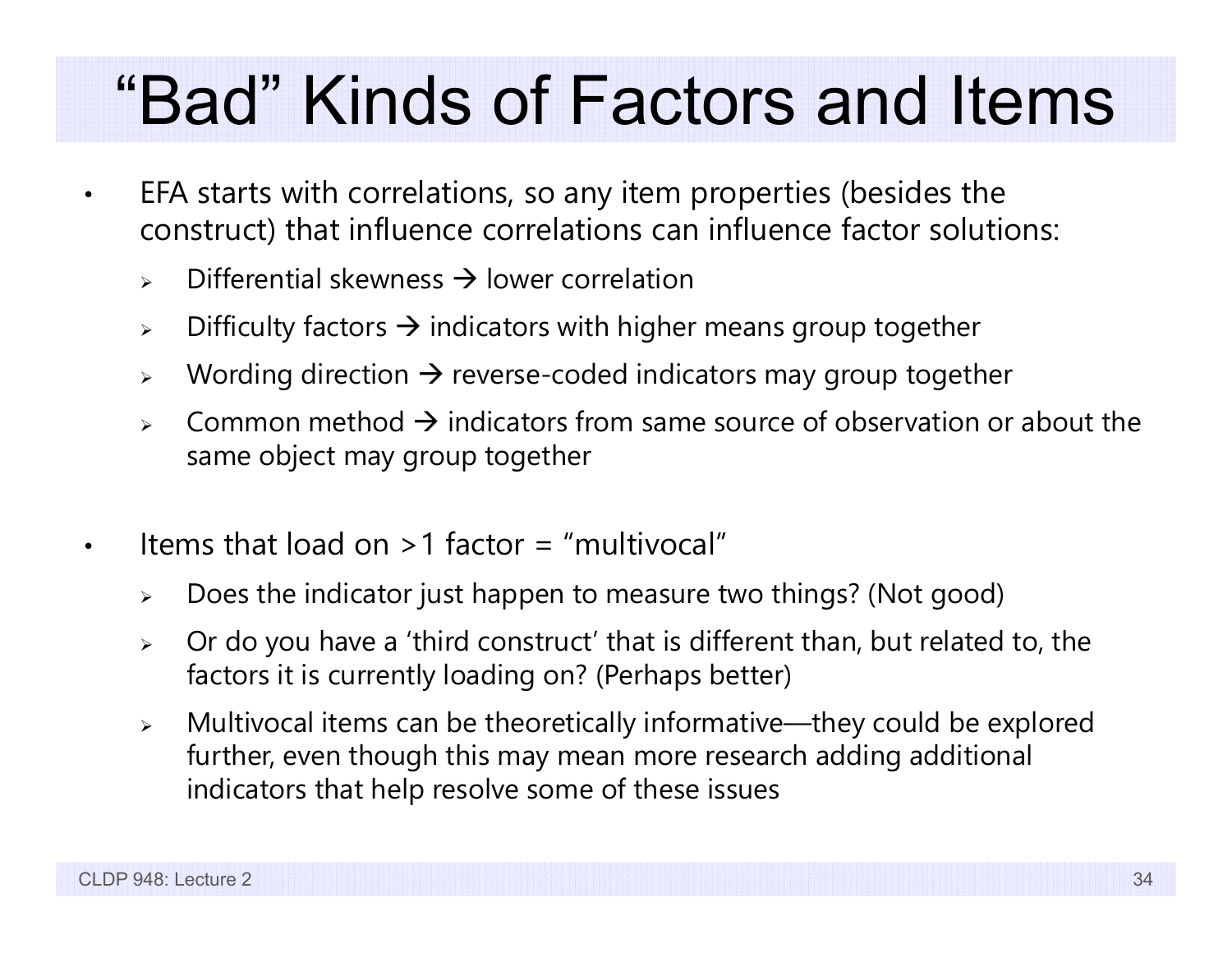# "Bad" Kinds of Factors and Items

- EFA starts with correlations, so any item properties (besides the construct) that influence correlations can influence factor solutions:
  - Differential skewness → lower correlation
  - Difficulty factors → indicators with higher means group together
  - Wording direction → reverse-coded indicators may group together
  - Common method → indicators from same source of observation or about the same object may group together

- Items that load on >1 factor = "multivocal"
  - Does the indicator just happen to measure two things? (Not good)
  - Or do you have a 'third construct' that is different than, but related to, the factors it is currently loading on? (Perhaps better)
  - Multivocal items can be theoretically informative—they could be explored further, even though this may mean more research adding additional indicators that help resolve some of these issues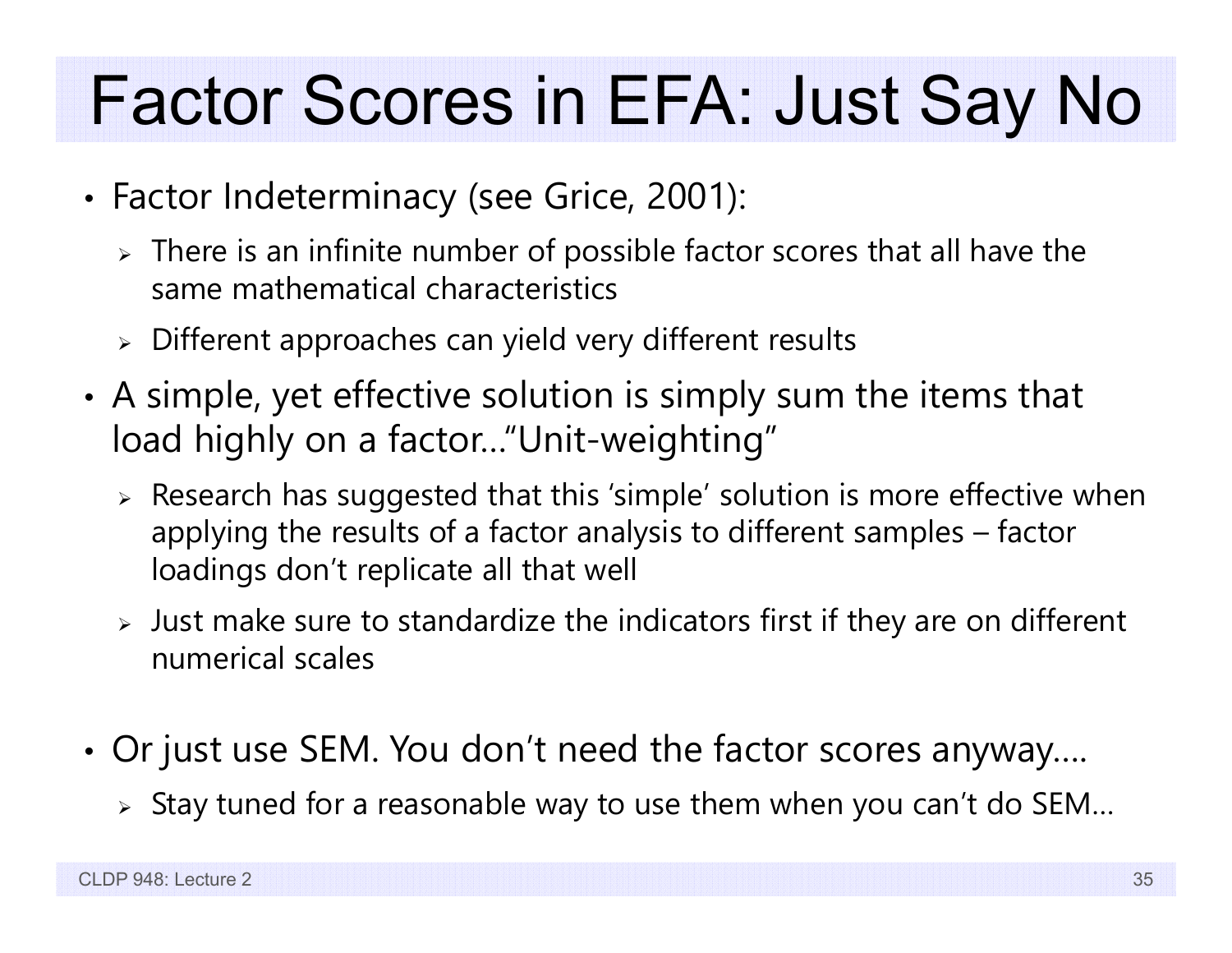# Factor Scores in EFA: Just Say No

- Factor Indeterminacy (see Grice, 2001):
  - There is an infinite number of possible factor scores that all have the same mathematical characteristics
  - Different approaches can yield very different results
- A simple, yet effective solution is simply sum the items that load highly on a factor…"Unit-weighting"
  - Research has suggested that this 'simple' solution is more effective when applying the results of a factor analysis to different samples – factor loadings don't replicate all that well
  - Just make sure to standardize the indicators first if they are on different numerical scales
- Or just use SEM. You don't need the factor scores anyway….
  - Stay tuned for a reasonable way to use them when you can't do SEM…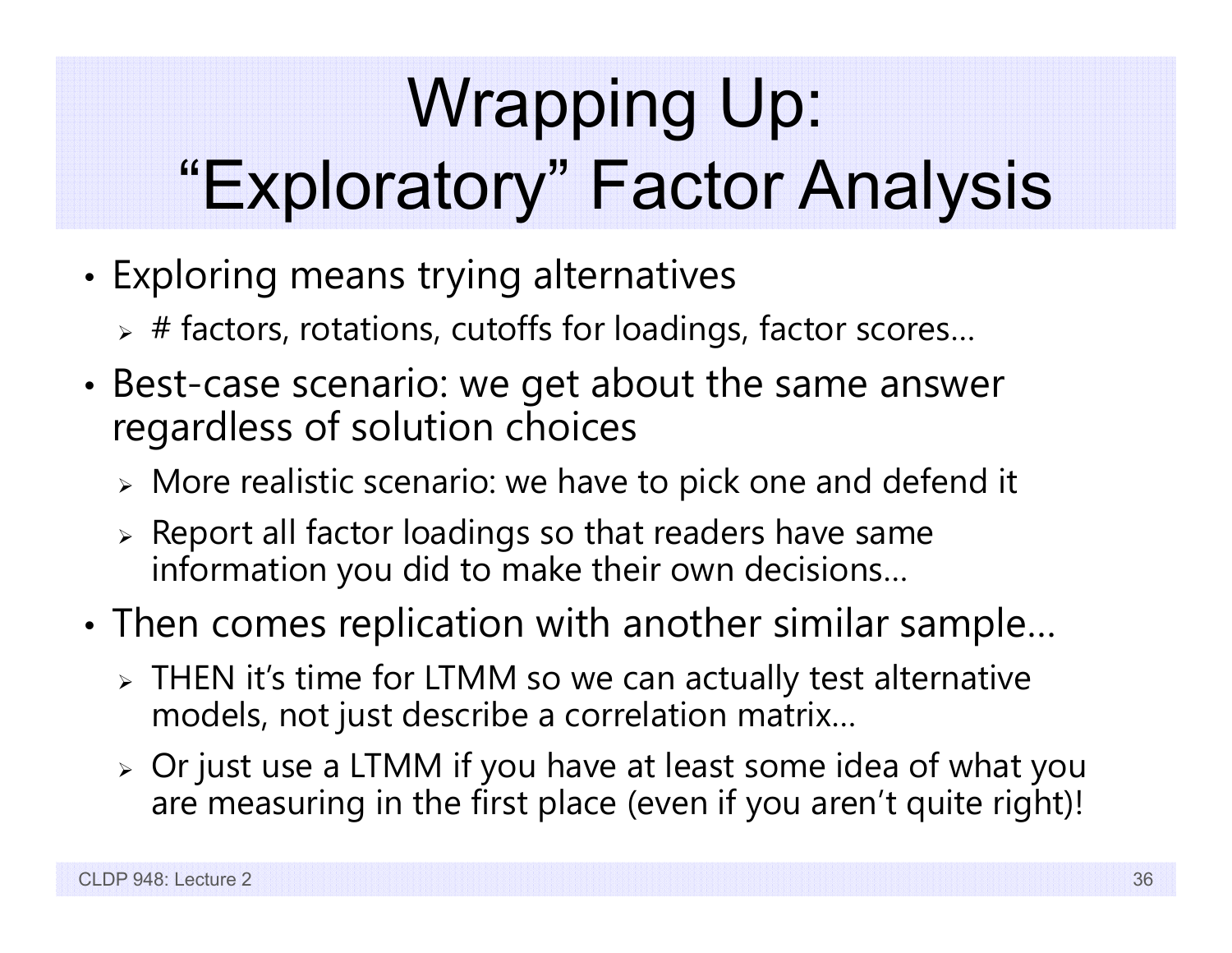# Wrapping Up: "Exploratory" Factor Analysis

- Exploring means trying alternatives
  - # factors, rotations, cutoffs for loadings, factor scores…
- Best-case scenario: we get about the same answer regardless of solution choices
  - More realistic scenario: we have to pick one and defend it
  - Report all factor loadings so that readers have same information you did to make their own decisions…
- Then comes replication with another similar sample…
  - THEN it's time for LTMM so we can actually test alternative models, not just describe a correlation matrix…
  - Or just use a LTMM if you have at least some idea of what you are measuring in the first place (even if you aren't quite right)!